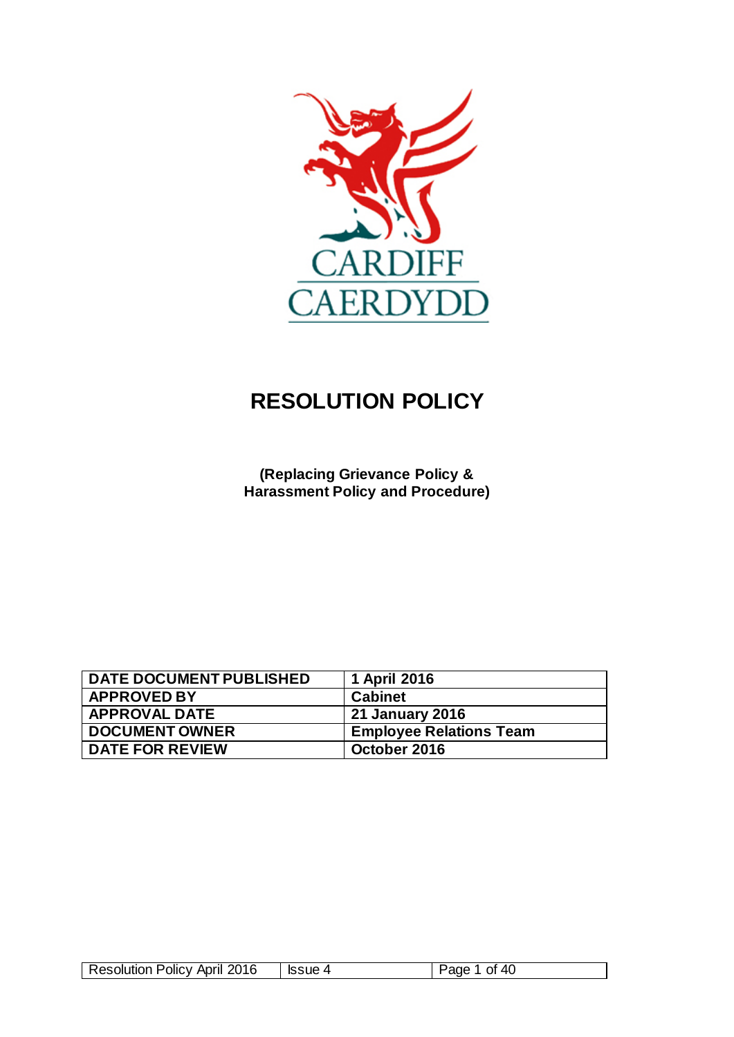CARDIFF
CAERDYDD

# RESOLUTION POLICY

**(Replacing Grievance Policy & Harassment Policy and Procedure)**

| DATE DOCUMENT PUBLISHED | 1 April 2016 |
|---|---|
| APPROVED BY | Cabinet |
| APPROVAL DATE | 21 January 2016 |
| DOCUMENT OWNER | Employee Relations Team |
| DATE FOR REVIEW | October 2016 |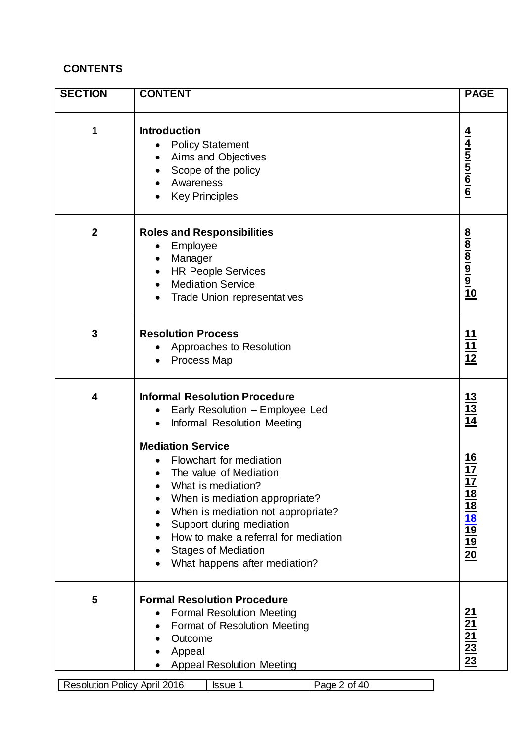**CONTENTS**

| SECTION | CONTENT | PAGE |
|---|---|---|
| 1 | **Introduction**<br>• Policy Statement<br>• Aims and Objectives<br>• Scope of the policy<br>• Awareness<br>• Key Principles | 4<br>4<br>5<br>5<br>6<br>6 |
| 2 | **Roles and Responsibilities**<br>• Employee<br>• Manager<br>• HR People Services<br>• Mediation Service<br>• Trade Union representatives | 8<br>8<br>8<br>9<br>9<br>10 |
| 3 | **Resolution Process**<br>• Approaches to Resolution<br>• Process Map | 11<br>11<br>12 |
| 4 | **Informal Resolution Procedure**<br>• Early Resolution – Employee Led<br>• Informal Resolution Meeting<br><br>**Mediation Service**<br>• Flowchart for mediation<br>• The value of Mediation<br>• What is mediation?<br>• When is mediation appropriate?<br>• When is mediation not appropriate?<br>• Support during mediation<br>• How to make a referral for mediation<br>• Stages of Mediation<br>• What happens after mediation? | 13<br>13<br>14<br><br><br>16<br>17<br>17<br>18<br>18<br>18<br>19<br>19<br>20 |
| 5 | **Formal Resolution Procedure**<br>• Formal Resolution Meeting<br>• Format of Resolution Meeting<br>• Outcome<br>• Appeal<br>• Appeal Resolution Meeting | <br>21<br>21<br>21<br>23<br>23 |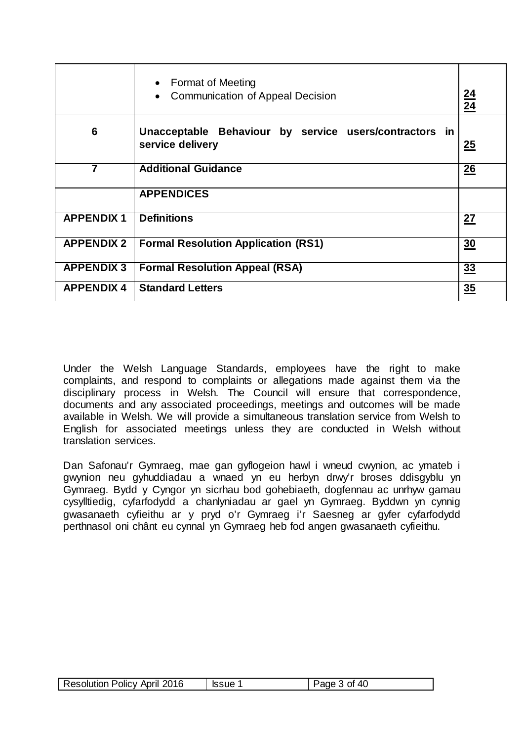| | | |
|---|---|---|
| | • Format of Meeting<br>• Communication of Appeal Decision | 24<br>24 |
| **6** | **Unacceptable Behaviour by service users/contractors in service delivery** | 25 |
| **7** | **Additional Guidance** | 26 |
| | **APPENDICES** | |
| **APPENDIX 1** | **Definitions** | 27 |
| **APPENDIX 2** | **Formal Resolution Application (RS1)** | 30 |
| **APPENDIX 3** | **Formal Resolution Appeal (RSA)** | 33 |
| **APPENDIX 4** | **Standard Letters** | 35 |

Under the Welsh Language Standards, employees have the right to make complaints, and respond to complaints or allegations made against them via the disciplinary process in Welsh. The Council will ensure that correspondence, documents and any associated proceedings, meetings and outcomes will be made available in Welsh. We will provide a simultaneous translation service from Welsh to English for associated meetings unless they are conducted in Welsh without translation services.

Dan Safonau'r Gymraeg, mae gan gyflogeion hawl i wneud cwynion, ac ymateb i gwynion neu gyhuddiadau a wnaed yn eu herbyn drwy'r broses ddisgyblu yn Gymraeg. Bydd y Cyngor yn sicrhau bod gohebiaeth, dogfennau ac unrhyw gamau cysylltiedig, cyfarfodydd a chanlyniadau ar gael yn Gymraeg. Byddwn yn cynnig gwasanaeth cyfieithu ar y pryd o'r Gymraeg i'r Saesneg ar gyfer cyfarfodydd perthnasol oni chânt eu cynnal yn Gymraeg heb fod angen gwasanaeth cyfieithu.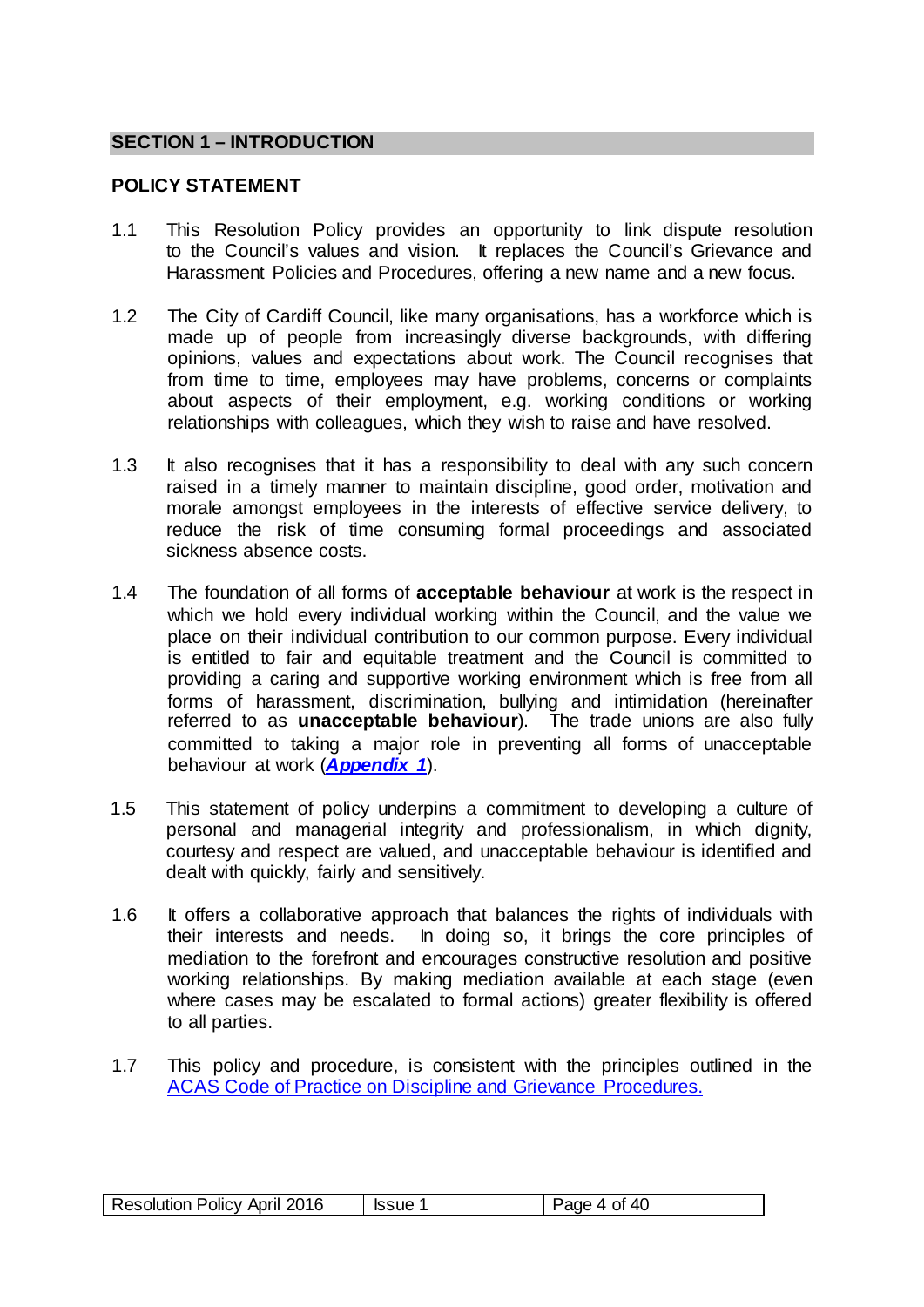## SECTION 1 – INTRODUCTION

### POLICY STATEMENT

1.1 This Resolution Policy provides an opportunity to link dispute resolution to the Council's values and vision. It replaces the Council's Grievance and Harassment Policies and Procedures, offering a new name and a new focus.

1.2 The City of Cardiff Council, like many organisations, has a workforce which is made up of people from increasingly diverse backgrounds, with differing opinions, values and expectations about work. The Council recognises that from time to time, employees may have problems, concerns or complaints about aspects of their employment, e.g. working conditions or working relationships with colleagues, which they wish to raise and have resolved.

1.3 It also recognises that it has a responsibility to deal with any such concern raised in a timely manner to maintain discipline, good order, motivation and morale amongst employees in the interests of effective service delivery, to reduce the risk of time consuming formal proceedings and associated sickness absence costs.

1.4 The foundation of all forms of **acceptable behaviour** at work is the respect in which we hold every individual working within the Council, and the value we place on their individual contribution to our common purpose. Every individual is entitled to fair and equitable treatment and the Council is committed to providing a caring and supportive working environment which is free from all forms of harassment, discrimination, bullying and intimidation (hereinafter referred to as **unacceptable behaviour**). The trade unions are also fully committed to taking a major role in preventing all forms of unacceptable behaviour at work (***Appendix 1***).

1.5 This statement of policy underpins a commitment to developing a culture of personal and managerial integrity and professionalism, in which dignity, courtesy and respect are valued, and unacceptable behaviour is identified and dealt with quickly, fairly and sensitively.

1.6 It offers a collaborative approach that balances the rights of individuals with their interests and needs. In doing so, it brings the core principles of mediation to the forefront and encourages constructive resolution and positive working relationships. By making mediation available at each stage (even where cases may be escalated to formal actions) greater flexibility is offered to all parties.

1.7 This policy and procedure, is consistent with the principles outlined in the ACAS Code of Practice on Discipline and Grievance Procedures.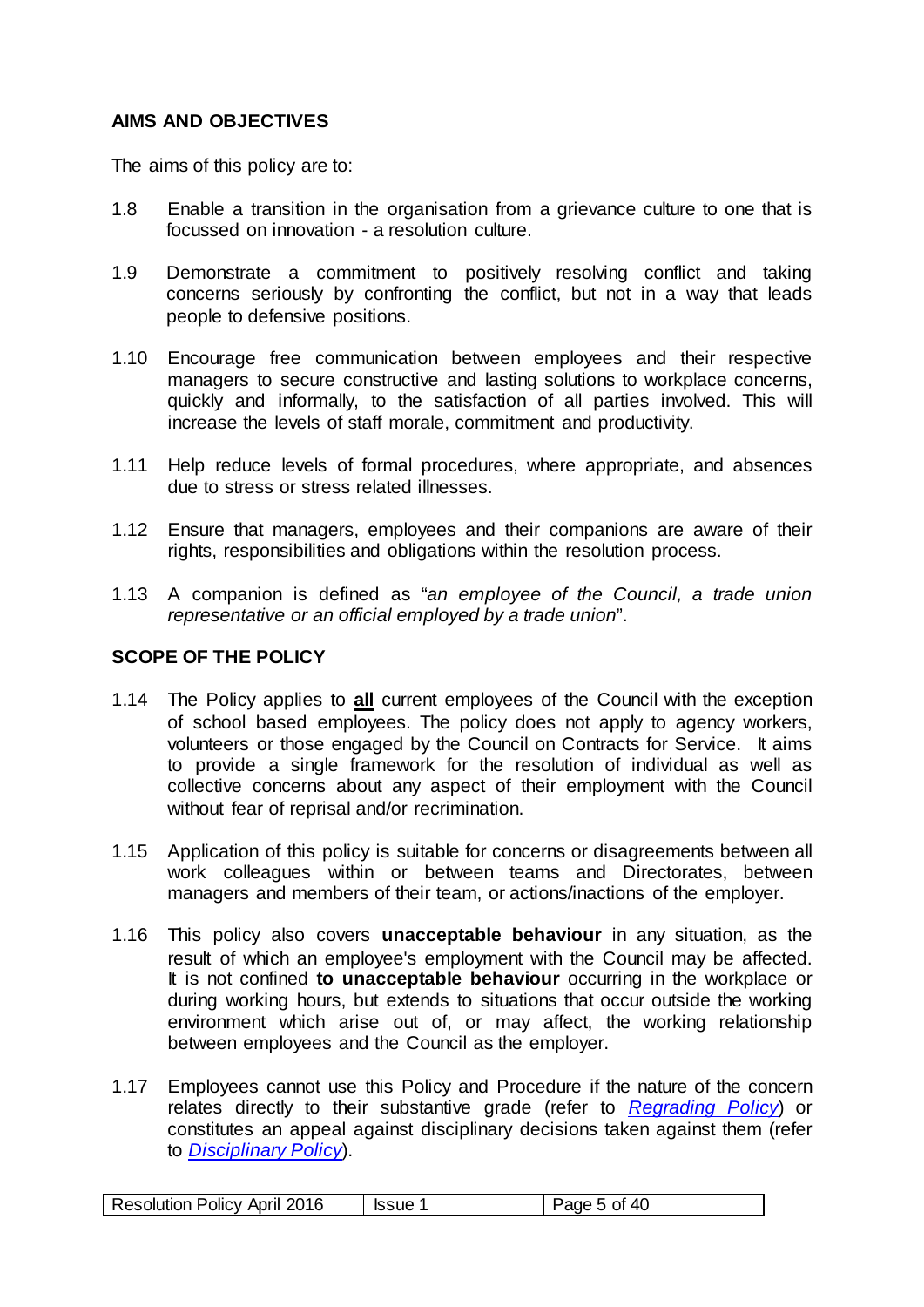## AIMS AND OBJECTIVES

The aims of this policy are to:

1.8 Enable a transition in the organisation from a grievance culture to one that is focussed on innovation - a resolution culture.

1.9 Demonstrate a commitment to positively resolving conflict and taking concerns seriously by confronting the conflict, but not in a way that leads people to defensive positions.

1.10 Encourage free communication between employees and their respective managers to secure constructive and lasting solutions to workplace concerns, quickly and informally, to the satisfaction of all parties involved. This will increase the levels of staff morale, commitment and productivity.

1.11 Help reduce levels of formal procedures, where appropriate, and absences due to stress or stress related illnesses.

1.12 Ensure that managers, employees and their companions are aware of their rights, responsibilities and obligations within the resolution process.

1.13 A companion is defined as "*an employee of the Council, a trade union representative or an official employed by a trade union*".

## SCOPE OF THE POLICY

1.14 The Policy applies to **all** current employees of the Council with the exception of school based employees. The policy does not apply to agency workers, volunteers or those engaged by the Council on Contracts for Service. It aims to provide a single framework for the resolution of individual as well as collective concerns about any aspect of their employment with the Council without fear of reprisal and/or recrimination.

1.15 Application of this policy is suitable for concerns or disagreements between all work colleagues within or between teams and Directorates, between managers and members of their team, or actions/inactions of the employer.

1.16 This policy also covers **unacceptable behaviour** in any situation, as the result of which an employee's employment with the Council may be affected. It is not confined **to unacceptable behaviour** occurring in the workplace or during working hours, but extends to situations that occur outside the working environment which arise out of, or may affect, the working relationship between employees and the Council as the employer.

1.17 Employees cannot use this Policy and Procedure if the nature of the concern relates directly to their substantive grade (refer to *Regrading Policy*) or constitutes an appeal against disciplinary decisions taken against them (refer to *Disciplinary Policy*).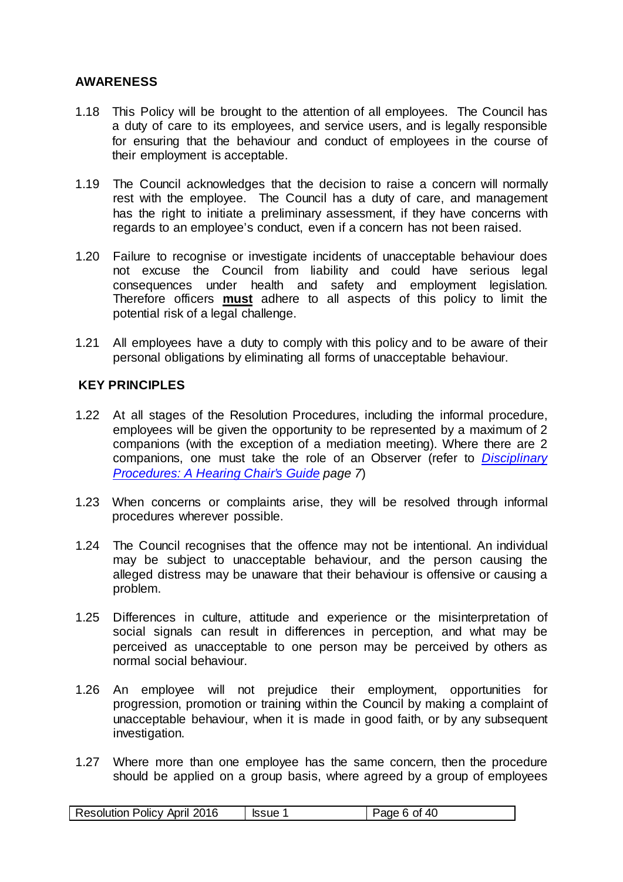## AWARENESS

1.18 This Policy will be brought to the attention of all employees. The Council has a duty of care to its employees, and service users, and is legally responsible for ensuring that the behaviour and conduct of employees in the course of their employment is acceptable.

1.19 The Council acknowledges that the decision to raise a concern will normally rest with the employee. The Council has a duty of care, and management has the right to initiate a preliminary assessment, if they have concerns with regards to an employee's conduct, even if a concern has not been raised.

1.20 Failure to recognise or investigate incidents of unacceptable behaviour does not excuse the Council from liability and could have serious legal consequences under health and safety and employment legislation. Therefore officers **must** adhere to all aspects of this policy to limit the potential risk of a legal challenge.

1.21 All employees have a duty to comply with this policy and to be aware of their personal obligations by eliminating all forms of unacceptable behaviour.

## KEY PRINCIPLES

1.22 At all stages of the Resolution Procedures, including the informal procedure, employees will be given the opportunity to be represented by a maximum of 2 companions (with the exception of a mediation meeting). Where there are 2 companions, one must take the role of an Observer (refer to *Disciplinary Procedures: A Hearing Chair's Guide* *page 7*)

1.23 When concerns or complaints arise, they will be resolved through informal procedures wherever possible.

1.24 The Council recognises that the offence may not be intentional. An individual may be subject to unacceptable behaviour, and the person causing the alleged distress may be unaware that their behaviour is offensive or causing a problem.

1.25 Differences in culture, attitude and experience or the misinterpretation of social signals can result in differences in perception, and what may be perceived as unacceptable to one person may be perceived by others as normal social behaviour.

1.26 An employee will not prejudice their employment, opportunities for progression, promotion or training within the Council by making a complaint of unacceptable behaviour, when it is made in good faith, or by any subsequent investigation.

1.27 Where more than one employee has the same concern, then the procedure should be applied on a group basis, where agreed by a group of employees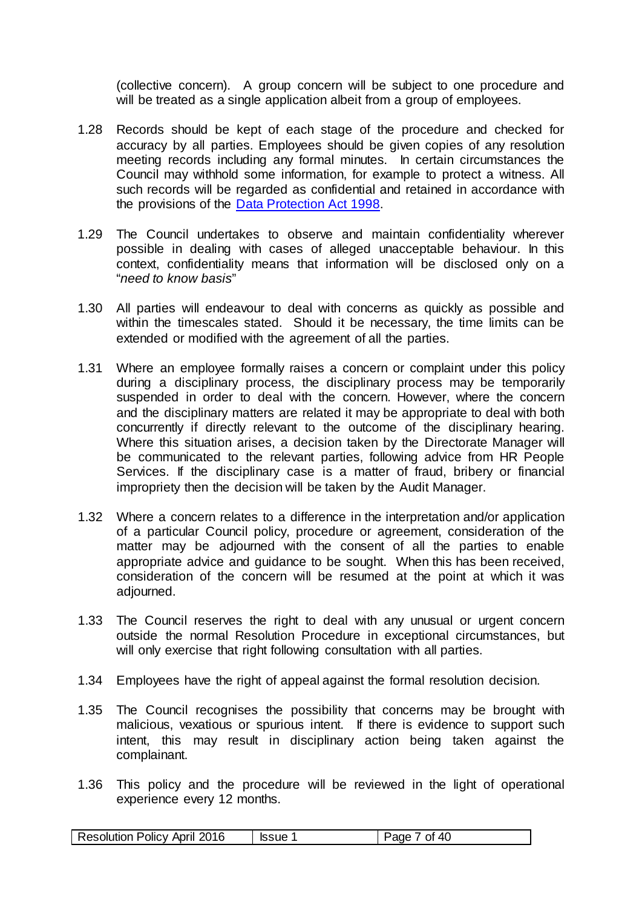(collective concern). A group concern will be subject to one procedure and will be treated as a single application albeit from a group of employees.

1.28 Records should be kept of each stage of the procedure and checked for accuracy by all parties. Employees should be given copies of any resolution meeting records including any formal minutes. In certain circumstances the Council may withhold some information, for example to protect a witness. All such records will be regarded as confidential and retained in accordance with the provisions of the [Data Protection Act 1998](#).

1.29 The Council undertakes to observe and maintain confidentiality wherever possible in dealing with cases of alleged unacceptable behaviour. In this context, confidentiality means that information will be disclosed only on a "*need to know basis*"

1.30 All parties will endeavour to deal with concerns as quickly as possible and within the timescales stated. Should it be necessary, the time limits can be extended or modified with the agreement of all the parties.

1.31 Where an employee formally raises a concern or complaint under this policy during a disciplinary process, the disciplinary process may be temporarily suspended in order to deal with the concern. However, where the concern and the disciplinary matters are related it may be appropriate to deal with both concurrently if directly relevant to the outcome of the disciplinary hearing. Where this situation arises, a decision taken by the Directorate Manager will be communicated to the relevant parties, following advice from HR People Services. If the disciplinary case is a matter of fraud, bribery or financial impropriety then the decision will be taken by the Audit Manager.

1.32 Where a concern relates to a difference in the interpretation and/or application of a particular Council policy, procedure or agreement, consideration of the matter may be adjourned with the consent of all the parties to enable appropriate advice and guidance to be sought. When this has been received, consideration of the concern will be resumed at the point at which it was adjourned.

1.33 The Council reserves the right to deal with any unusual or urgent concern outside the normal Resolution Procedure in exceptional circumstances, but will only exercise that right following consultation with all parties.

1.34 Employees have the right of appeal against the formal resolution decision.

1.35 The Council recognises the possibility that concerns may be brought with malicious, vexatious or spurious intent. If there is evidence to support such intent, this may result in disciplinary action being taken against the complainant.

1.36 This policy and the procedure will be reviewed in the light of operational experience every 12 months.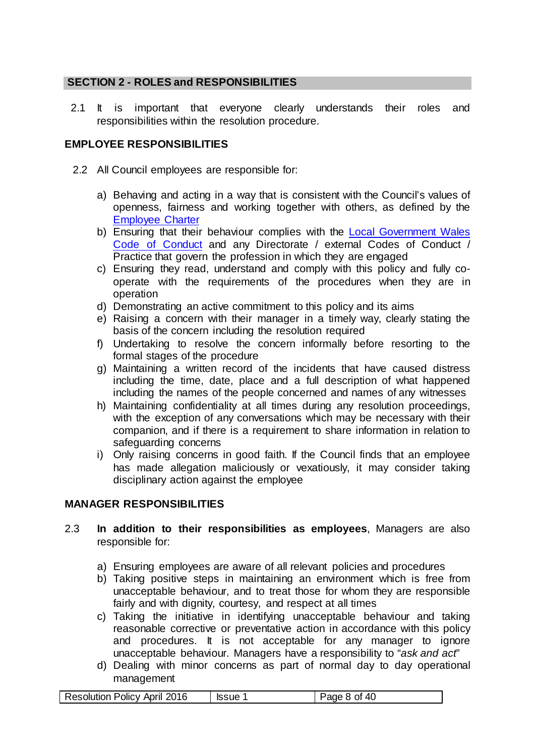## SECTION 2 - ROLES and RESPONSIBILITIES

2.1 It is important that everyone clearly understands their roles and responsibilities within the resolution procedure.

### EMPLOYEE RESPONSIBILITIES

2.2 All Council employees are responsible for:

a) Behaving and acting in a way that is consistent with the Council's values of openness, fairness and working together with others, as defined by the Employee Charter
b) Ensuring that their behaviour complies with the Local Government Wales Code of Conduct and any Directorate / external Codes of Conduct / Practice that govern the profession in which they are engaged
c) Ensuring they read, understand and comply with this policy and fully co-operate with the requirements of the procedures when they are in operation
d) Demonstrating an active commitment to this policy and its aims
e) Raising a concern with their manager in a timely way, clearly stating the basis of the concern including the resolution required
f) Undertaking to resolve the concern informally before resorting to the formal stages of the procedure
g) Maintaining a written record of the incidents that have caused distress including the time, date, place and a full description of what happened including the names of the people concerned and names of any witnesses
h) Maintaining confidentiality at all times during any resolution proceedings, with the exception of any conversations which may be necessary with their companion, and if there is a requirement to share information in relation to safeguarding concerns
i) Only raising concerns in good faith. If the Council finds that an employee has made allegation maliciously or vexatiously, it may consider taking disciplinary action against the employee

### MANAGER RESPONSIBILITIES

2.3 **In addition to their responsibilities as employees**, Managers are also responsible for:

a) Ensuring employees are aware of all relevant policies and procedures
b) Taking positive steps in maintaining an environment which is free from unacceptable behaviour, and to treat those for whom they are responsible fairly and with dignity, courtesy, and respect at all times
c) Taking the initiative in identifying unacceptable behaviour and taking reasonable corrective or preventative action in accordance with this policy and procedures. It is not acceptable for any manager to ignore unacceptable behaviour. Managers have a responsibility to "*ask and act*"
d) Dealing with minor concerns as part of normal day to day operational management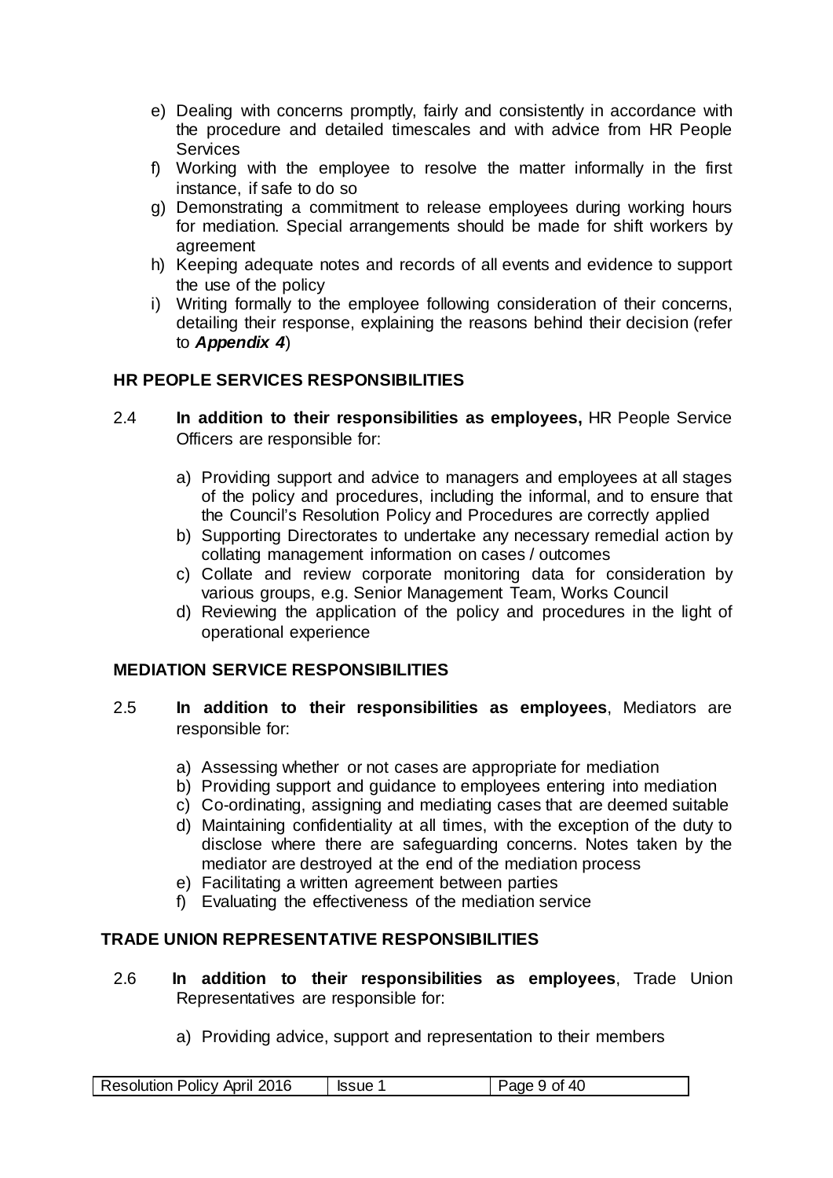e) Dealing with concerns promptly, fairly and consistently in accordance with the procedure and detailed timescales and with advice from HR People Services
f) Working with the employee to resolve the matter informally in the first instance, if safe to do so
g) Demonstrating a commitment to release employees during working hours for mediation. Special arrangements should be made for shift workers by agreement
h) Keeping adequate notes and records of all events and evidence to support the use of the policy
i) Writing formally to the employee following consideration of their concerns, detailing their response, explaining the reasons behind their decision (refer to ***Appendix 4***)

## HR PEOPLE SERVICES RESPONSIBILITIES

2.4 **In addition to their responsibilities as employees,** HR People Service Officers are responsible for:

a) Providing support and advice to managers and employees at all stages of the policy and procedures, including the informal, and to ensure that the Council's Resolution Policy and Procedures are correctly applied
b) Supporting Directorates to undertake any necessary remedial action by collating management information on cases / outcomes
c) Collate and review corporate monitoring data for consideration by various groups, e.g. Senior Management Team, Works Council
d) Reviewing the application of the policy and procedures in the light of operational experience

## MEDIATION SERVICE RESPONSIBILITIES

2.5 **In addition to their responsibilities as employees**, Mediators are responsible for:

a) Assessing whether or not cases are appropriate for mediation
b) Providing support and guidance to employees entering into mediation
c) Co-ordinating, assigning and mediating cases that are deemed suitable
d) Maintaining confidentiality at all times, with the exception of the duty to disclose where there are safeguarding concerns. Notes taken by the mediator are destroyed at the end of the mediation process
e) Facilitating a written agreement between parties
f) Evaluating the effectiveness of the mediation service

## TRADE UNION REPRESENTATIVE RESPONSIBILITIES

2.6 **In addition to their responsibilities as employees**, Trade Union Representatives are responsible for:

a) Providing advice, support and representation to their members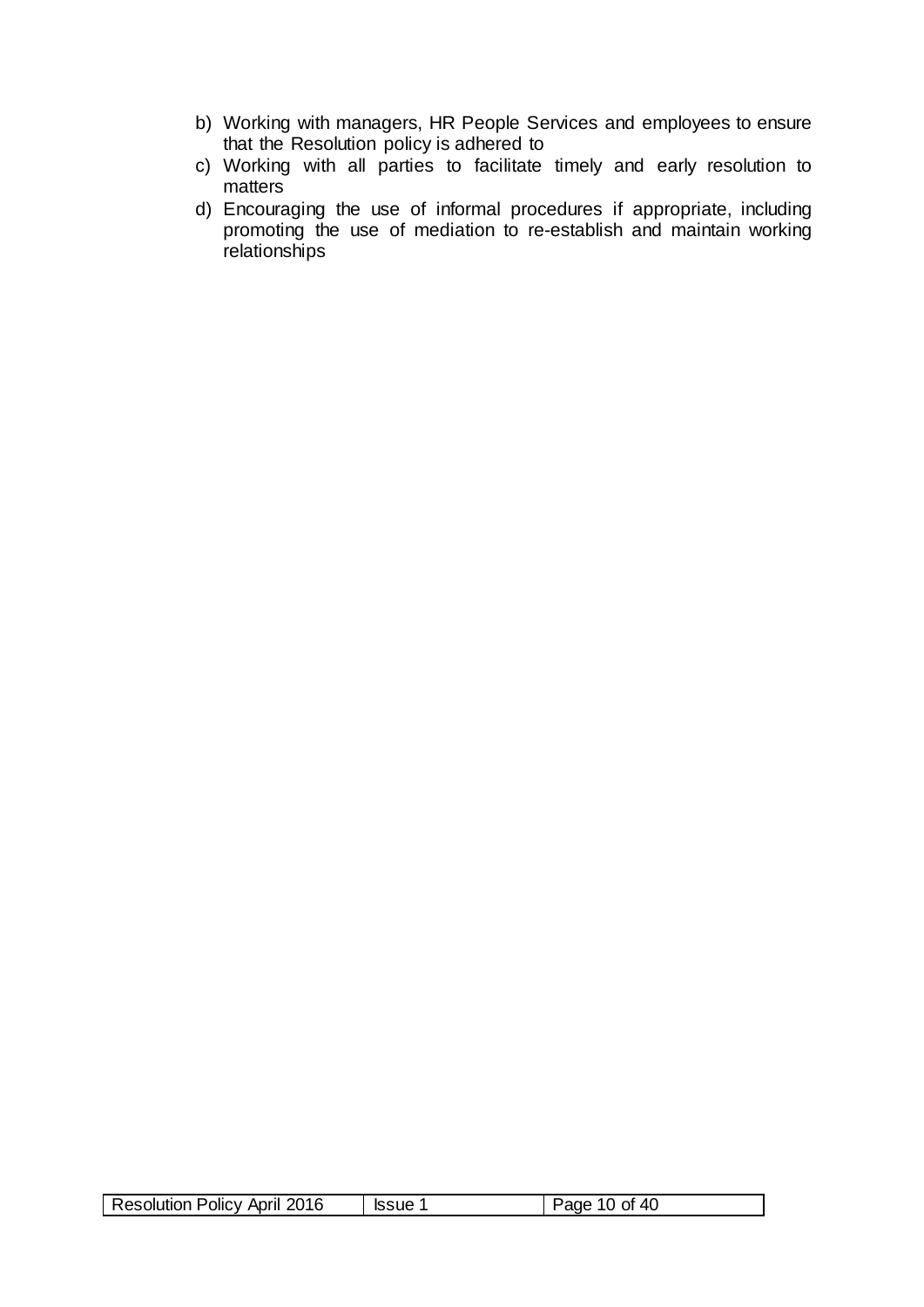b) Working with managers, HR People Services and employees to ensure that the Resolution policy is adhered to
c) Working with all parties to facilitate timely and early resolution to matters
d) Encouraging the use of informal procedures if appropriate, including promoting the use of mediation to re-establish and maintain working relationships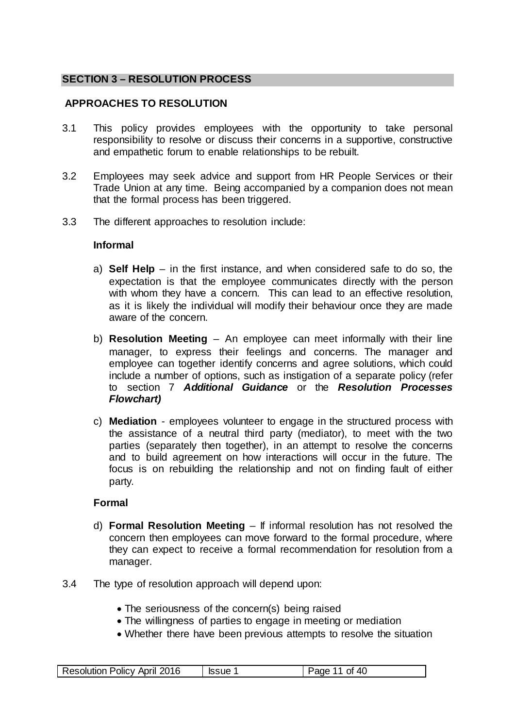## SECTION 3 – RESOLUTION PROCESS

### APPROACHES TO RESOLUTION

3.1 This policy provides employees with the opportunity to take personal responsibility to resolve or discuss their concerns in a supportive, constructive and empathetic forum to enable relationships to be rebuilt.

3.2 Employees may seek advice and support from HR People Services or their Trade Union at any time. Being accompanied by a companion does not mean that the formal process has been triggered.

3.3 The different approaches to resolution include:

**Informal**

a) **Self Help** – in the first instance, and when considered safe to do so, the expectation is that the employee communicates directly with the person with whom they have a concern. This can lead to an effective resolution, as it is likely the individual will modify their behaviour once they are made aware of the concern.

b) **Resolution Meeting** – An employee can meet informally with their line manager, to express their feelings and concerns. The manager and employee can together identify concerns and agree solutions, which could include a number of options, such as instigation of a separate policy (refer to section 7 ***Additional Guidance*** or the ***Resolution Processes Flowchart)***

c) **Mediation** - employees volunteer to engage in the structured process with the assistance of a neutral third party (mediator), to meet with the two parties (separately then together), in an attempt to resolve the concerns and to build agreement on how interactions will occur in the future. The focus is on rebuilding the relationship and not on finding fault of either party.

**Formal**

d) **Formal Resolution Meeting** – If informal resolution has not resolved the concern then employees can move forward to the formal procedure, where they can expect to receive a formal recommendation for resolution from a manager.

3.4 The type of resolution approach will depend upon:

- The seriousness of the concern(s) being raised
- The willingness of parties to engage in meeting or mediation
- Whether there have been previous attempts to resolve the situation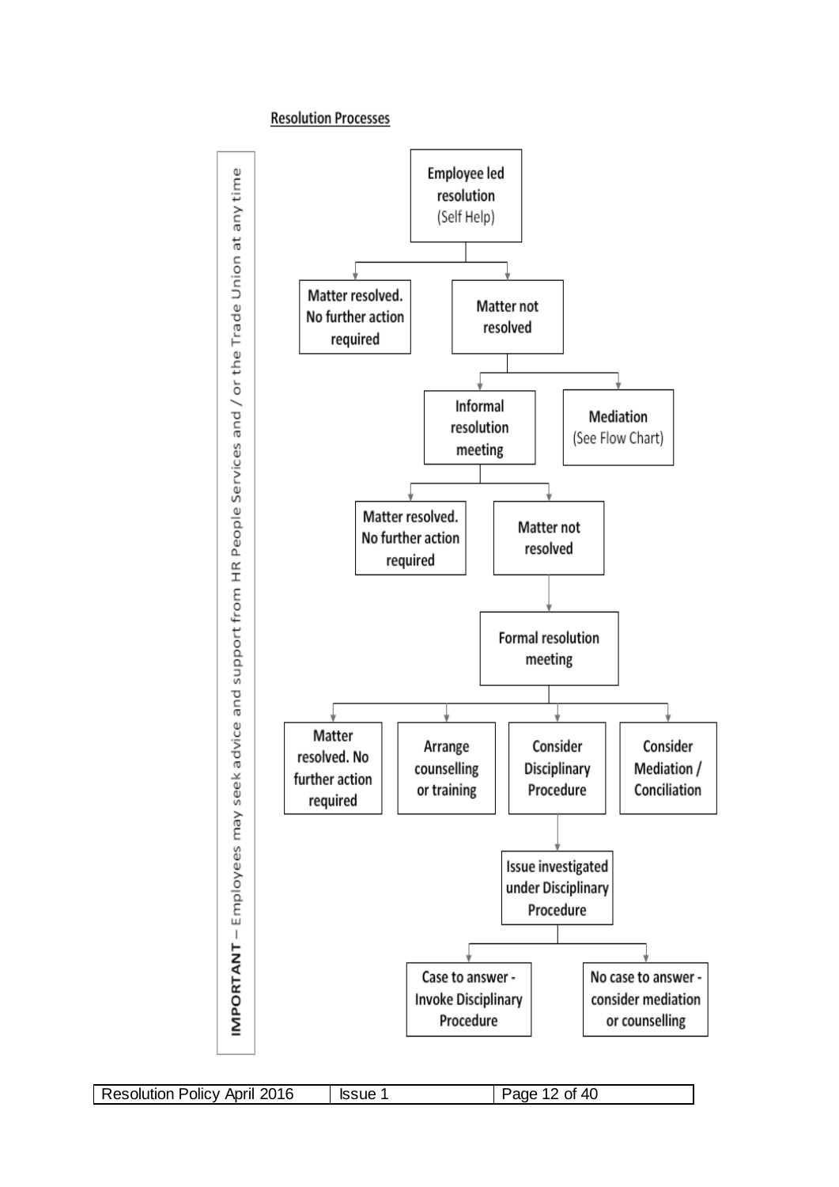## Resolution Processes

**IMPORTANT** – Employees may seek advice and support from HR People Services and / or the Trade Union at any time

- **Employee led resolution** (Self Help)
  - Matter resolved. No further action required
  - Matter not resolved
    - **Informal resolution meeting**
      - Matter resolved. No further action required
      - Matter not resolved
        - **Formal resolution meeting**
          - Matter resolved. No further action required
          - Arrange counselling or training
          - Consider Disciplinary Procedure
            - Issue investigated under Disciplinary Procedure
              - Case to answer - Invoke Disciplinary Procedure
              - No case to answer - consider mediation or counselling
          - Consider Mediation / Conciliation
    - **Mediation** (See Flow Chart)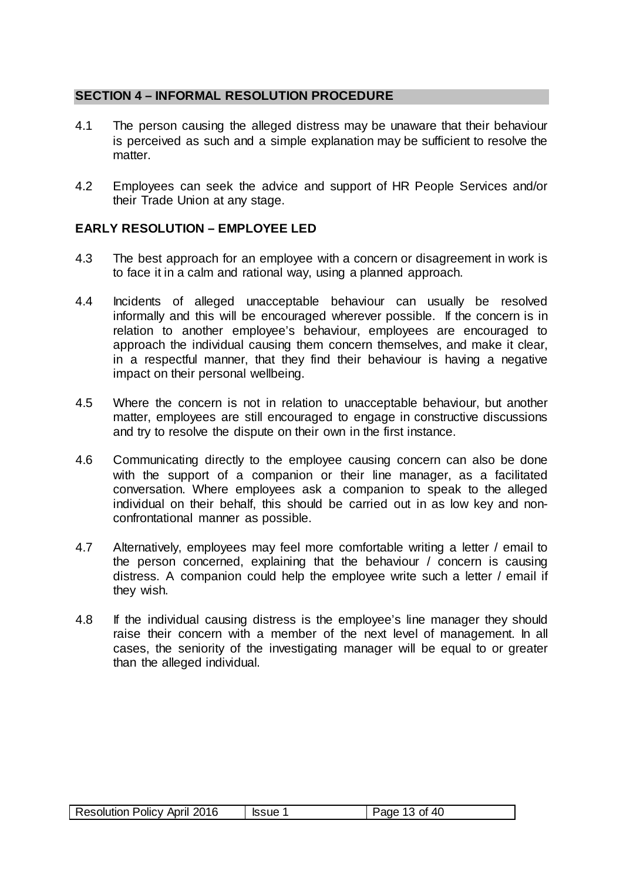## SECTION 4 – INFORMAL RESOLUTION PROCEDURE

4.1 The person causing the alleged distress may be unaware that their behaviour is perceived as such and a simple explanation may be sufficient to resolve the matter.

4.2 Employees can seek the advice and support of HR People Services and/or their Trade Union at any stage.

### EARLY RESOLUTION – EMPLOYEE LED

4.3 The best approach for an employee with a concern or disagreement in work is to face it in a calm and rational way, using a planned approach.

4.4 Incidents of alleged unacceptable behaviour can usually be resolved informally and this will be encouraged wherever possible. If the concern is in relation to another employee's behaviour, employees are encouraged to approach the individual causing them concern themselves, and make it clear, in a respectful manner, that they find their behaviour is having a negative impact on their personal wellbeing.

4.5 Where the concern is not in relation to unacceptable behaviour, but another matter, employees are still encouraged to engage in constructive discussions and try to resolve the dispute on their own in the first instance.

4.6 Communicating directly to the employee causing concern can also be done with the support of a companion or their line manager, as a facilitated conversation. Where employees ask a companion to speak to the alleged individual on their behalf, this should be carried out in as low key and non-confrontational manner as possible.

4.7 Alternatively, employees may feel more comfortable writing a letter / email to the person concerned, explaining that the behaviour / concern is causing distress. A companion could help the employee write such a letter / email if they wish.

4.8 If the individual causing distress is the employee's line manager they should raise their concern with a member of the next level of management. In all cases, the seniority of the investigating manager will be equal to or greater than the alleged individual.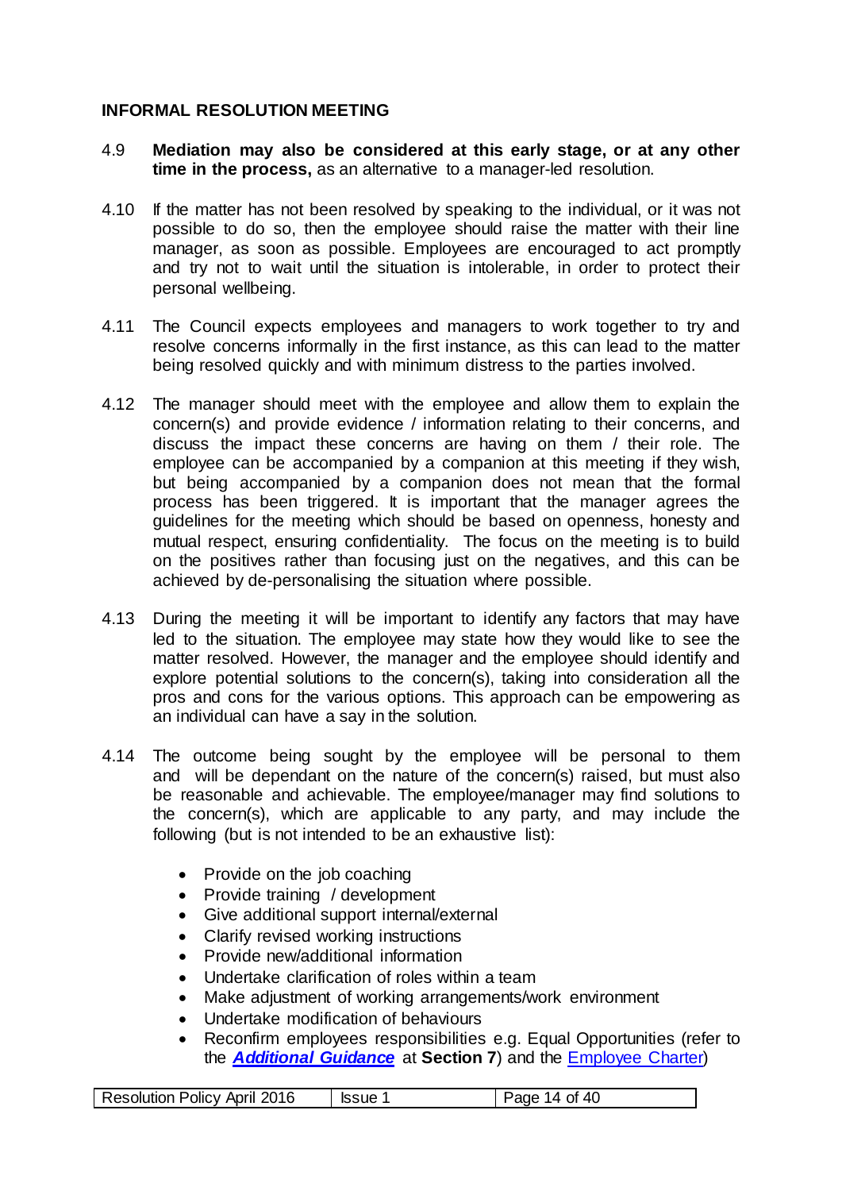## INFORMAL RESOLUTION MEETING

4.9 **Mediation may also be considered at this early stage, or at any other time in the process,** as an alternative to a manager-led resolution.

4.10 If the matter has not been resolved by speaking to the individual, or it was not possible to do so, then the employee should raise the matter with their line manager, as soon as possible. Employees are encouraged to act promptly and try not to wait until the situation is intolerable, in order to protect their personal wellbeing.

4.11 The Council expects employees and managers to work together to try and resolve concerns informally in the first instance, as this can lead to the matter being resolved quickly and with minimum distress to the parties involved.

4.12 The manager should meet with the employee and allow them to explain the concern(s) and provide evidence / information relating to their concerns, and discuss the impact these concerns are having on them / their role. The employee can be accompanied by a companion at this meeting if they wish, but being accompanied by a companion does not mean that the formal process has been triggered. It is important that the manager agrees the guidelines for the meeting which should be based on openness, honesty and mutual respect, ensuring confidentiality. The focus on the meeting is to build on the positives rather than focusing just on the negatives, and this can be achieved by de-personalising the situation where possible.

4.13 During the meeting it will be important to identify any factors that may have led to the situation. The employee may state how they would like to see the matter resolved. However, the manager and the employee should identify and explore potential solutions to the concern(s), taking into consideration all the pros and cons for the various options. This approach can be empowering as an individual can have a say in the solution.

4.14 The outcome being sought by the employee will be personal to them and will be dependant on the nature of the concern(s) raised, but must also be reasonable and achievable. The employee/manager may find solutions to the concern(s), which are applicable to any party, and may include the following (but is not intended to be an exhaustive list):

- Provide on the job coaching
- Provide training / development
- Give additional support internal/external
- Clarify revised working instructions
- Provide new/additional information
- Undertake clarification of roles within a team
- Make adjustment of working arrangements/work environment
- Undertake modification of behaviours
- Reconfirm employees responsibilities e.g. Equal Opportunities (refer to the ***Additional Guidance*** at **Section 7**) and the Employee Charter)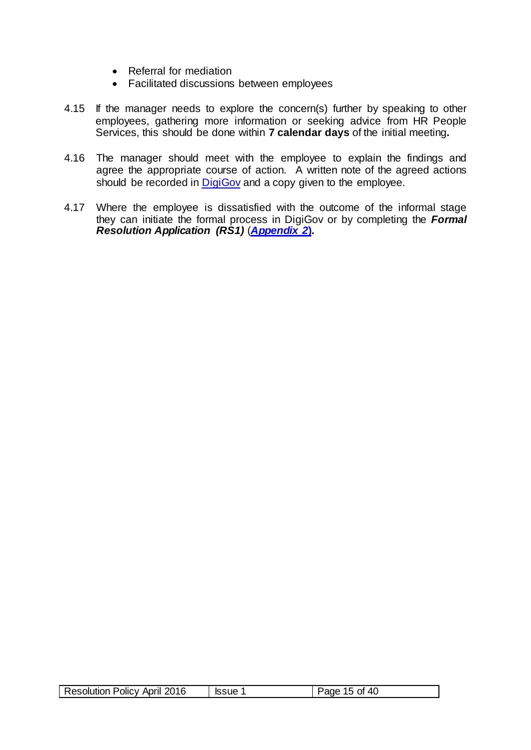- Referral for mediation
- Facilitated discussions between employees

4.15 If the manager needs to explore the concern(s) further by speaking to other employees, gathering more information or seeking advice from HR People Services, this should be done within **7 calendar days** of the initial meeting**.**

4.16 The manager should meet with the employee to explain the findings and agree the appropriate course of action. A written note of the agreed actions should be recorded in DigiGov and a copy given to the employee.

4.17 Where the employee is dissatisfied with the outcome of the informal stage they can initiate the formal process in DigiGov or by completing the ***Formal Resolution Application (RS1)*** (***Appendix 2*)**.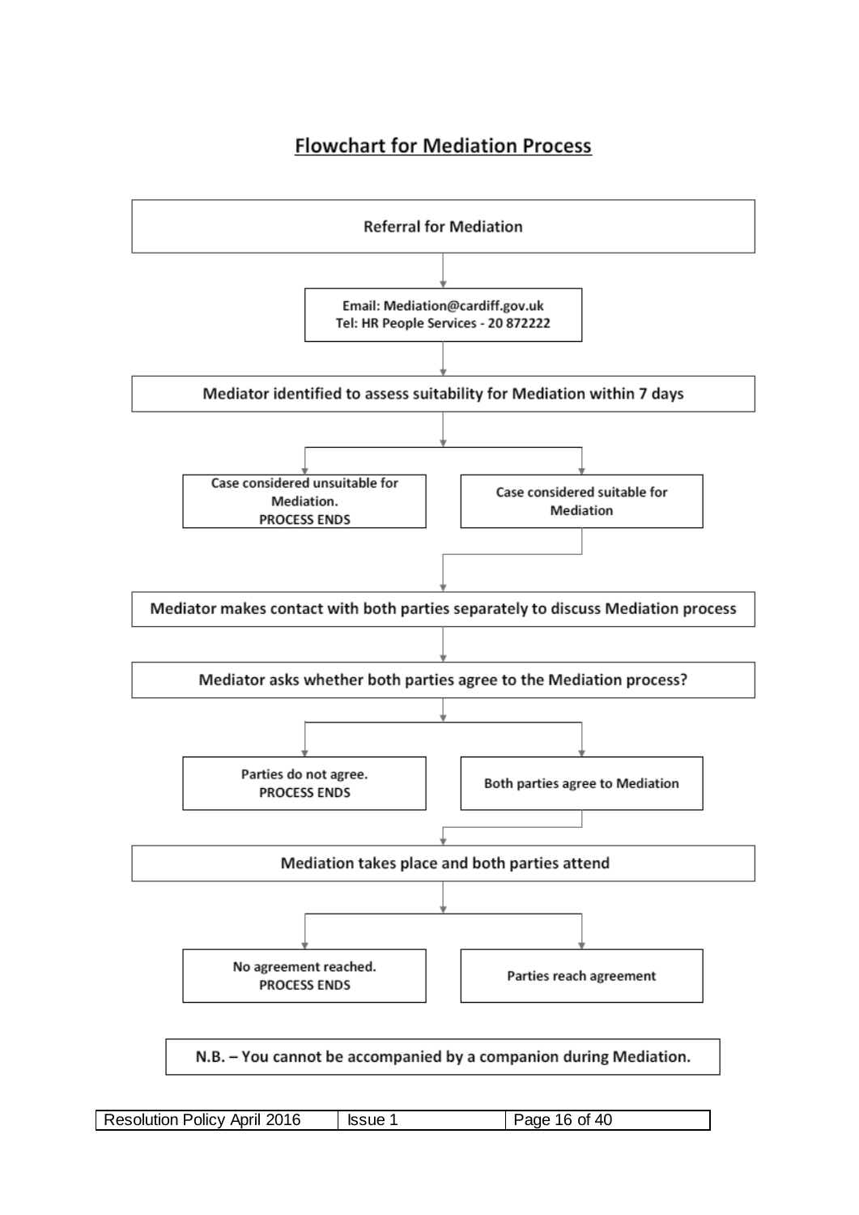## Flowchart for Mediation Process

**Referral for Mediation**

↓

**Email: Mediation@cardiff.gov.uk**
**Tel: HR People Services - 20 872222**

↓

**Mediator identified to assess suitability for Mediation within 7 days**

↓

- **Case considered unsuitable for Mediation. PROCESS ENDS**
- **Case considered suitable for Mediation**

↓

**Mediator makes contact with both parties separately to discuss Mediation process**

↓

**Mediator asks whether both parties agree to the Mediation process?**

↓

- **Parties do not agree. PROCESS ENDS**
- **Both parties agree to Mediation**

↓

**Mediation takes place and both parties attend**

↓

- **No agreement reached. PROCESS ENDS**
- **Parties reach agreement**

**N.B. – You cannot be accompanied by a companion during Mediation.**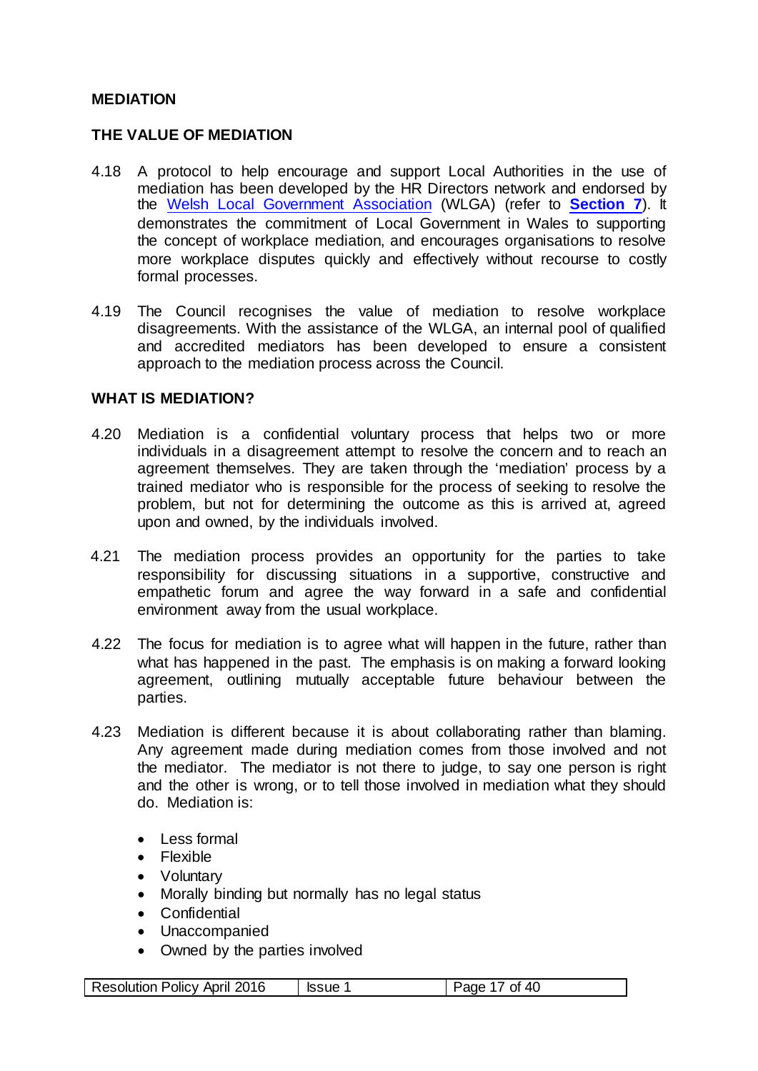## MEDIATION

### THE VALUE OF MEDIATION

4.18 A protocol to help encourage and support Local Authorities in the use of mediation has been developed by the HR Directors network and endorsed by the Welsh Local Government Association (WLGA) (refer to **Section 7**). It demonstrates the commitment of Local Government in Wales to supporting the concept of workplace mediation, and encourages organisations to resolve more workplace disputes quickly and effectively without recourse to costly formal processes.

4.19 The Council recognises the value of mediation to resolve workplace disagreements. With the assistance of the WLGA, an internal pool of qualified and accredited mediators has been developed to ensure a consistent approach to the mediation process across the Council.

### WHAT IS MEDIATION?

4.20 Mediation is a confidential voluntary process that helps two or more individuals in a disagreement attempt to resolve the concern and to reach an agreement themselves. They are taken through the 'mediation' process by a trained mediator who is responsible for the process of seeking to resolve the problem, but not for determining the outcome as this is arrived at, agreed upon and owned, by the individuals involved.

4.21 The mediation process provides an opportunity for the parties to take responsibility for discussing situations in a supportive, constructive and empathetic forum and agree the way forward in a safe and confidential environment away from the usual workplace.

4.22 The focus for mediation is to agree what will happen in the future, rather than what has happened in the past. The emphasis is on making a forward looking agreement, outlining mutually acceptable future behaviour between the parties.

4.23 Mediation is different because it is about collaborating rather than blaming. Any agreement made during mediation comes from those involved and not the mediator. The mediator is not there to judge, to say one person is right and the other is wrong, or to tell those involved in mediation what they should do. Mediation is:

- Less formal
- Flexible
- Voluntary
- Morally binding but normally has no legal status
- Confidential
- Unaccompanied
- Owned by the parties involved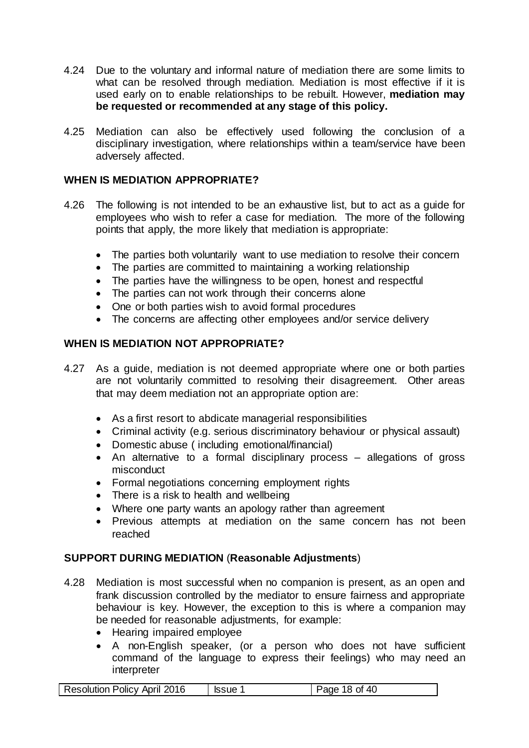4.24 Due to the voluntary and informal nature of mediation there are some limits to what can be resolved through mediation. Mediation is most effective if it is used early on to enable relationships to be rebuilt. However, **mediation may be requested or recommended at any stage of this policy.**

4.25 Mediation can also be effectively used following the conclusion of a disciplinary investigation, where relationships within a team/service have been adversely affected.

## WHEN IS MEDIATION APPROPRIATE?

4.26 The following is not intended to be an exhaustive list, but to act as a guide for employees who wish to refer a case for mediation. The more of the following points that apply, the more likely that mediation is appropriate:

- The parties both voluntarily want to use mediation to resolve their concern
- The parties are committed to maintaining a working relationship
- The parties have the willingness to be open, honest and respectful
- The parties can not work through their concerns alone
- One or both parties wish to avoid formal procedures
- The concerns are affecting other employees and/or service delivery

## WHEN IS MEDIATION NOT APPROPRIATE?

4.27 As a guide, mediation is not deemed appropriate where one or both parties are not voluntarily committed to resolving their disagreement. Other areas that may deem mediation not an appropriate option are:

- As a first resort to abdicate managerial responsibilities
- Criminal activity (e.g. serious discriminatory behaviour or physical assault)
- Domestic abuse ( including emotional/financial)
- An alternative to a formal disciplinary process – allegations of gross misconduct
- Formal negotiations concerning employment rights
- There is a risk to health and wellbeing
- Where one party wants an apology rather than agreement
- Previous attempts at mediation on the same concern has not been reached

## SUPPORT DURING MEDIATION (Reasonable Adjustments)

4.28 Mediation is most successful when no companion is present, as an open and frank discussion controlled by the mediator to ensure fairness and appropriate behaviour is key. However, the exception to this is where a companion may be needed for reasonable adjustments, for example:

- Hearing impaired employee
- A non-English speaker, (or a person who does not have sufficient command of the language to express their feelings) who may need an interpreter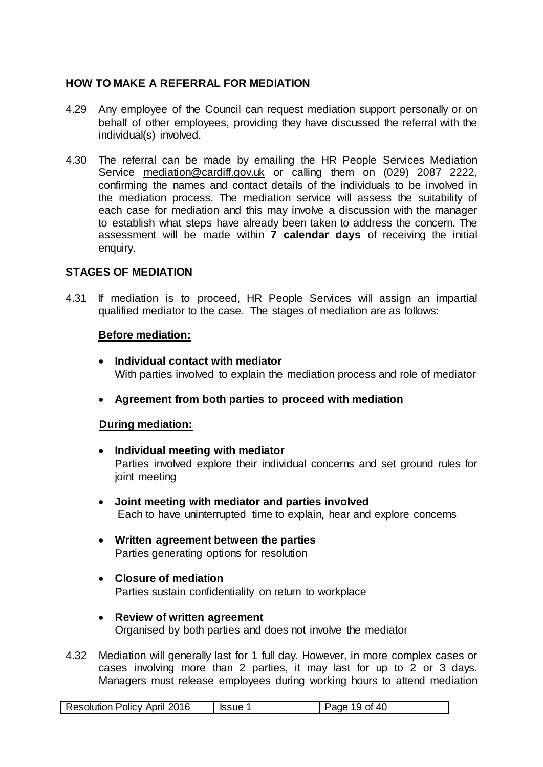## HOW TO MAKE A REFERRAL FOR MEDIATION

4.29 Any employee of the Council can request mediation support personally or on behalf of other employees, providing they have discussed the referral with the individual(s) involved.

4.30 The referral can be made by emailing the HR People Services Mediation Service mediation@cardiff.gov.uk or calling them on (029) 2087 2222, confirming the names and contact details of the individuals to be involved in the mediation process. The mediation service will assess the suitability of each case for mediation and this may involve a discussion with the manager to establish what steps have already been taken to address the concern. The assessment will be made within **7 calendar days** of receiving the initial enquiry.

## STAGES OF MEDIATION

4.31 If mediation is to proceed, HR People Services will assign an impartial qualified mediator to the case. The stages of mediation are as follows:

**Before mediation:**

- **Individual contact with mediator**
  With parties involved to explain the mediation process and role of mediator

- **Agreement from both parties to proceed with mediation**

**During mediation:**

- **Individual meeting with mediator**
  Parties involved explore their individual concerns and set ground rules for joint meeting

- **Joint meeting with mediator and parties involved**
  Each to have uninterrupted time to explain, hear and explore concerns

- **Written agreement between the parties**
  Parties generating options for resolution

- **Closure of mediation**
  Parties sustain confidentiality on return to workplace

- **Review of written agreement**
  Organised by both parties and does not involve the mediator

4.32 Mediation will generally last for 1 full day. However, in more complex cases or cases involving more than 2 parties, it may last for up to 2 or 3 days. Managers must release employees during working hours to attend mediation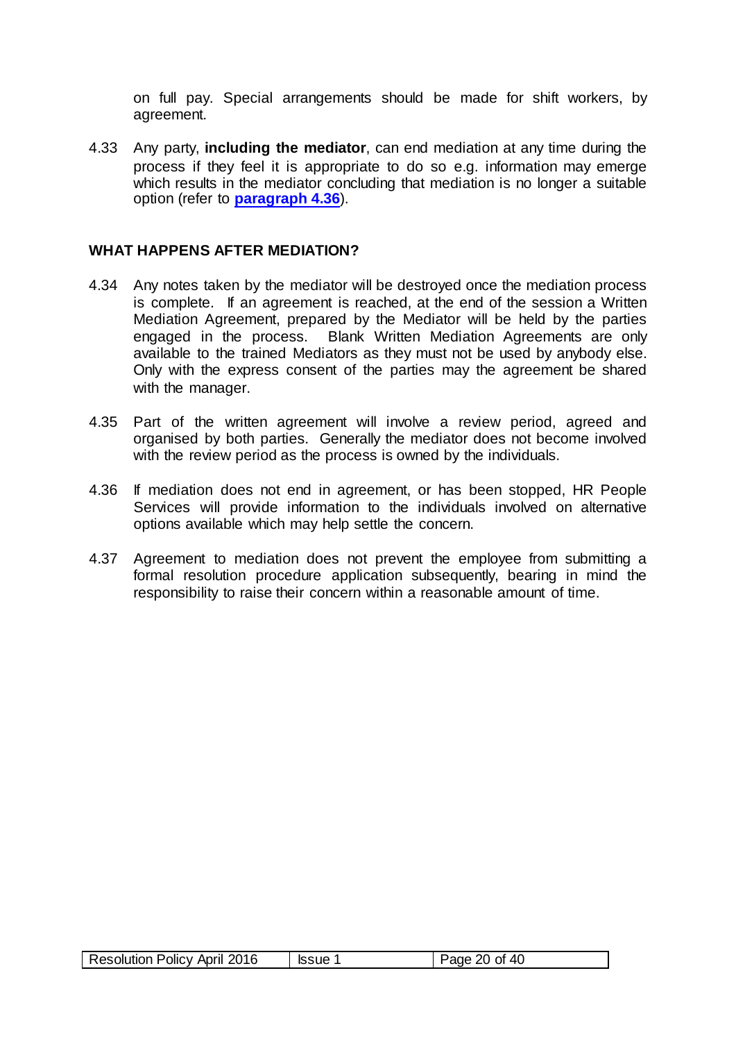on full pay. Special arrangements should be made for shift workers, by agreement.

4.33 Any party, **including the mediator**, can end mediation at any time during the process if they feel it is appropriate to do so e.g. information may emerge which results in the mediator concluding that mediation is no longer a suitable option (refer to **paragraph 4.36**).

## WHAT HAPPENS AFTER MEDIATION?

4.34 Any notes taken by the mediator will be destroyed once the mediation process is complete. If an agreement is reached, at the end of the session a Written Mediation Agreement, prepared by the Mediator will be held by the parties engaged in the process. Blank Written Mediation Agreements are only available to the trained Mediators as they must not be used by anybody else. Only with the express consent of the parties may the agreement be shared with the manager.

4.35 Part of the written agreement will involve a review period, agreed and organised by both parties. Generally the mediator does not become involved with the review period as the process is owned by the individuals.

4.36 If mediation does not end in agreement, or has been stopped, HR People Services will provide information to the individuals involved on alternative options available which may help settle the concern.

4.37 Agreement to mediation does not prevent the employee from submitting a formal resolution procedure application subsequently, bearing in mind the responsibility to raise their concern within a reasonable amount of time.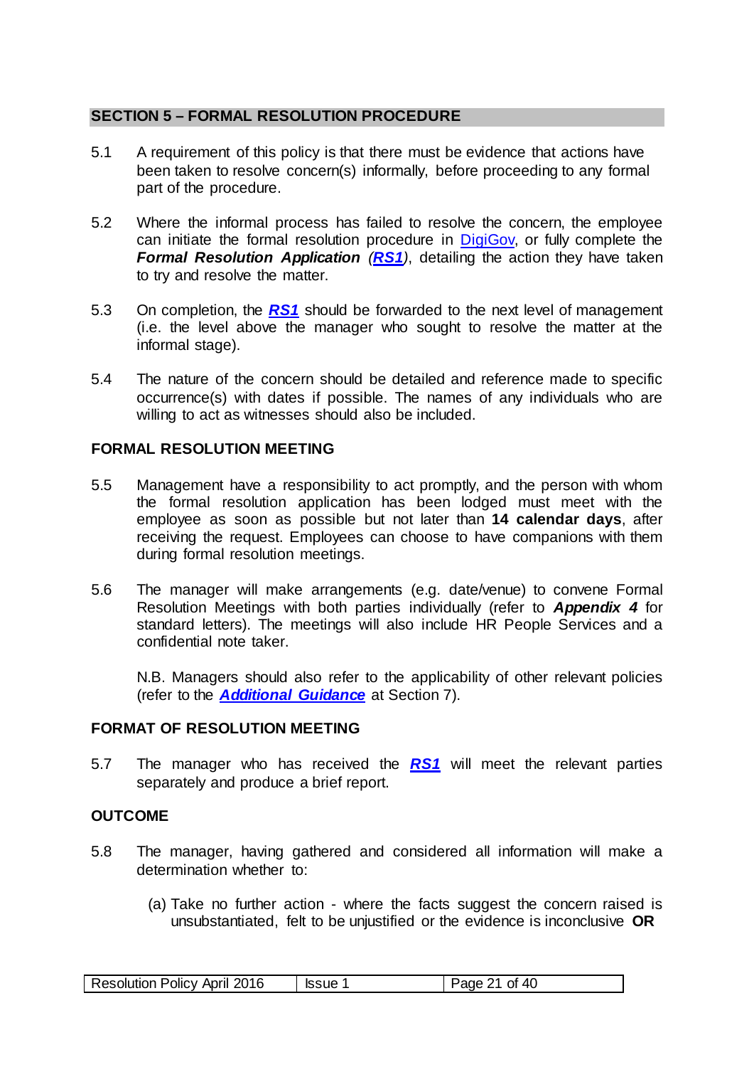## SECTION 5 – FORMAL RESOLUTION PROCEDURE

5.1 A requirement of this policy is that there must be evidence that actions have been taken to resolve concern(s) informally, before proceeding to any formal part of the procedure.

5.2 Where the informal process has failed to resolve the concern, the employee can initiate the formal resolution procedure in DigiGov, or fully complete the ***Formal Resolution Application*** (***RS1***), detailing the action they have taken to try and resolve the matter.

5.3 On completion, the ***RS1*** should be forwarded to the next level of management (i.e. the level above the manager who sought to resolve the matter at the informal stage).

5.4 The nature of the concern should be detailed and reference made to specific occurrence(s) with dates if possible. The names of any individuals who are willing to act as witnesses should also be included.

### FORMAL RESOLUTION MEETING

5.5 Management have a responsibility to act promptly, and the person with whom the formal resolution application has been lodged must meet with the employee as soon as possible but not later than **14 calendar days**, after receiving the request. Employees can choose to have companions with them during formal resolution meetings.

5.6 The manager will make arrangements (e.g. date/venue) to convene Formal Resolution Meetings with both parties individually (refer to ***Appendix 4*** for standard letters). The meetings will also include HR People Services and a confidential note taker.

N.B. Managers should also refer to the applicability of other relevant policies (refer to the ***Additional Guidance*** at Section 7).

### FORMAT OF RESOLUTION MEETING

5.7 The manager who has received the ***RS1*** will meet the relevant parties separately and produce a brief report.

### OUTCOME

5.8 The manager, having gathered and considered all information will make a determination whether to:

(a) Take no further action - where the facts suggest the concern raised is unsubstantiated, felt to be unjustified or the evidence is inconclusive **OR**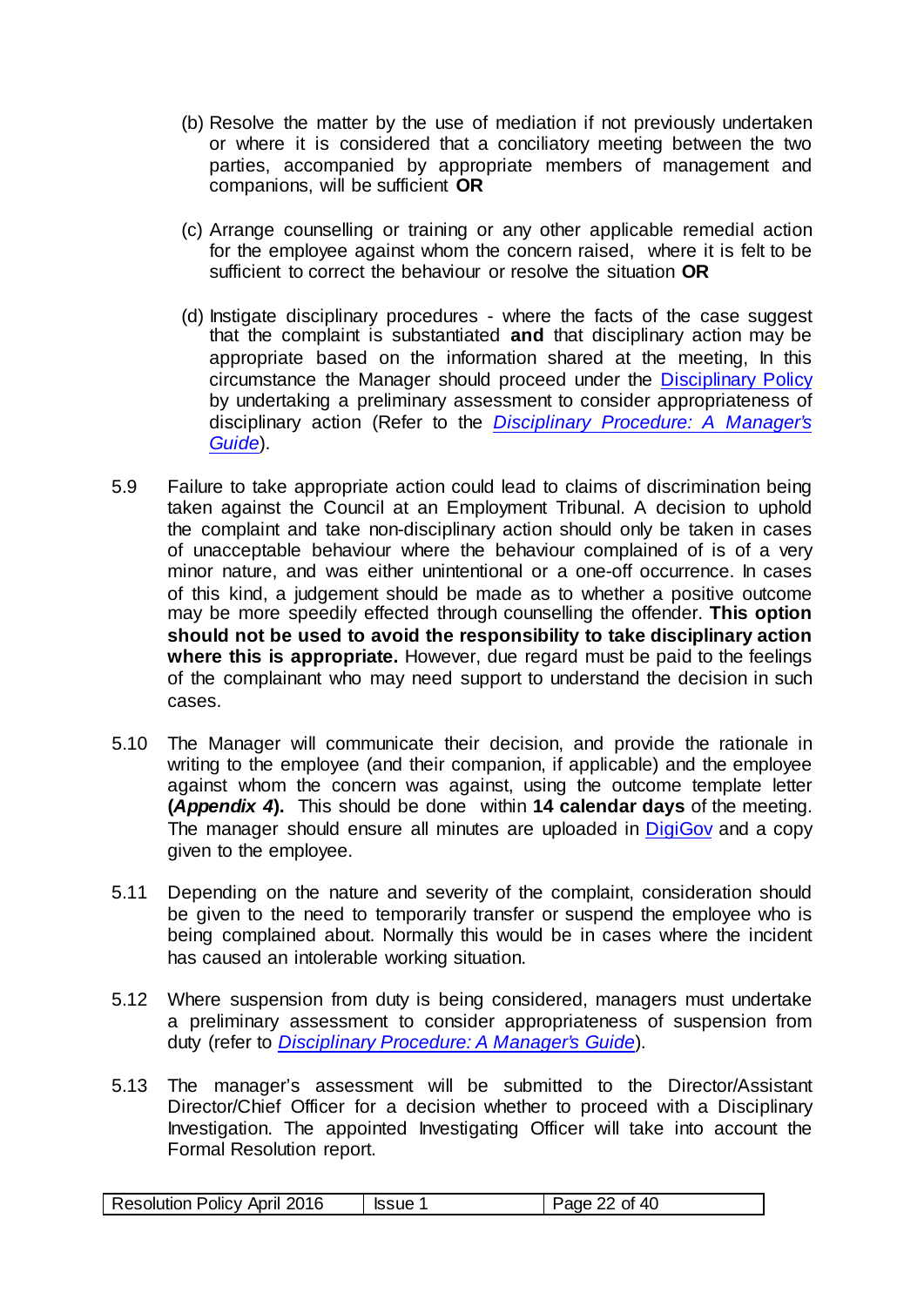(b) Resolve the matter by the use of mediation if not previously undertaken or where it is considered that a conciliatory meeting between the two parties, accompanied by appropriate members of management and companions, will be sufficient **OR**

(c) Arrange counselling or training or any other applicable remedial action for the employee against whom the concern raised, where it is felt to be sufficient to correct the behaviour or resolve the situation **OR**

(d) Instigate disciplinary procedures - where the facts of the case suggest that the complaint is substantiated **and** that disciplinary action may be appropriate based on the information shared at the meeting, In this circumstance the Manager should proceed under the Disciplinary Policy by undertaking a preliminary assessment to consider appropriateness of disciplinary action (Refer to the *Disciplinary Procedure: A Manager's Guide*).

5.9 Failure to take appropriate action could lead to claims of discrimination being taken against the Council at an Employment Tribunal. A decision to uphold the complaint and take non-disciplinary action should only be taken in cases of unacceptable behaviour where the behaviour complained of is of a very minor nature, and was either unintentional or a one-off occurrence. In cases of this kind, a judgement should be made as to whether a positive outcome may be more speedily effected through counselling the offender. **This option should not be used to avoid the responsibility to take disciplinary action where this is appropriate.** However, due regard must be paid to the feelings of the complainant who may need support to understand the decision in such cases.

5.10 The Manager will communicate their decision, and provide the rationale in writing to the employee (and their companion, if applicable) and the employee against whom the concern was against, using the outcome template letter **(*Appendix 4*).** This should be done within **14 calendar days** of the meeting. The manager should ensure all minutes are uploaded in DigiGov and a copy given to the employee.

5.11 Depending on the nature and severity of the complaint, consideration should be given to the need to temporarily transfer or suspend the employee who is being complained about. Normally this would be in cases where the incident has caused an intolerable working situation.

5.12 Where suspension from duty is being considered, managers must undertake a preliminary assessment to consider appropriateness of suspension from duty (refer to *Disciplinary Procedure: A Manager's Guide*).

5.13 The manager's assessment will be submitted to the Director/Assistant Director/Chief Officer for a decision whether to proceed with a Disciplinary Investigation. The appointed Investigating Officer will take into account the Formal Resolution report.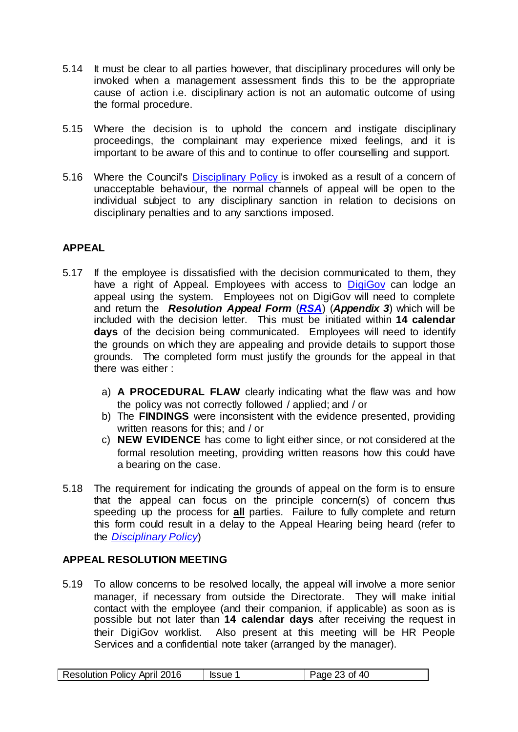5.14 It must be clear to all parties however, that disciplinary procedures will only be invoked when a management assessment finds this to be the appropriate cause of action i.e. disciplinary action is not an automatic outcome of using the formal procedure.

5.15 Where the decision is to uphold the concern and instigate disciplinary proceedings, the complainant may experience mixed feelings, and it is important to be aware of this and to continue to offer counselling and support.

5.16 Where the Council's Disciplinary Policy is invoked as a result of a concern of unacceptable behaviour, the normal channels of appeal will be open to the individual subject to any disciplinary sanction in relation to decisions on disciplinary penalties and to any sanctions imposed.

## APPEAL

5.17 If the employee is dissatisfied with the decision communicated to them, they have a right of Appeal. Employees with access to DigiGov can lodge an appeal using the system. Employees not on DigiGov will need to complete and return the ***Resolution Appeal Form*** (***RSA***) (***Appendix 3***) which will be included with the decision letter. This must be initiated within **14 calendar days** of the decision being communicated. Employees will need to identify the grounds on which they are appealing and provide details to support those grounds. The completed form must justify the grounds for the appeal in that there was either :

a) **A PROCEDURAL FLAW** clearly indicating what the flaw was and how the policy was not correctly followed / applied; and / or
b) The **FINDINGS** were inconsistent with the evidence presented, providing written reasons for this; and / or
c) **NEW EVIDENCE** has come to light either since, or not considered at the formal resolution meeting, providing written reasons how this could have a bearing on the case.

5.18 The requirement for indicating the grounds of appeal on the form is to ensure that the appeal can focus on the principle concern(s) of concern thus speeding up the process for **all** parties. Failure to fully complete and return this form could result in a delay to the Appeal Hearing being heard (refer to the *Disciplinary Policy*)

## APPEAL RESOLUTION MEETING

5.19 To allow concerns to be resolved locally, the appeal will involve a more senior manager, if necessary from outside the Directorate. They will make initial contact with the employee (and their companion, if applicable) as soon as is possible but not later than **14 calendar days** after receiving the request in their DigiGov worklist. Also present at this meeting will be HR People Services and a confidential note taker (arranged by the manager).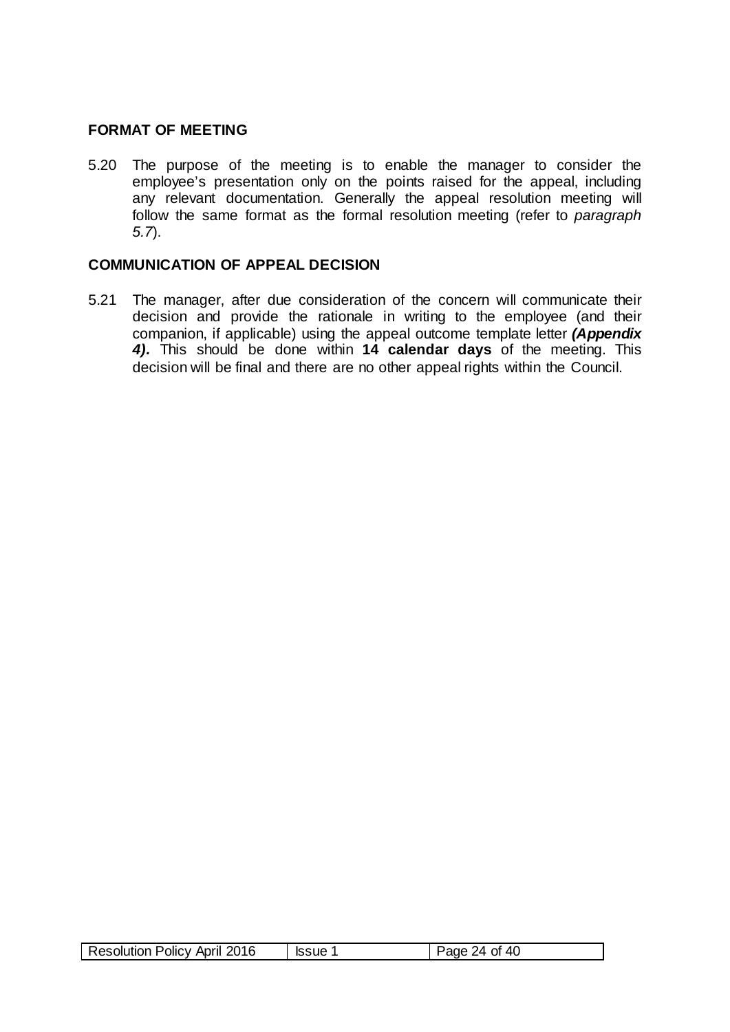## FORMAT OF MEETING

5.20 The purpose of the meeting is to enable the manager to consider the employee's presentation only on the points raised for the appeal, including any relevant documentation. Generally the appeal resolution meeting will follow the same format as the formal resolution meeting (refer to *paragraph 5.7*).

## COMMUNICATION OF APPEAL DECISION

5.21 The manager, after due consideration of the concern will communicate their decision and provide the rationale in writing to the employee (and their companion, if applicable) using the appeal outcome template letter ***(Appendix 4).*** This should be done within **14 calendar days** of the meeting. This decision will be final and there are no other appeal rights within the Council.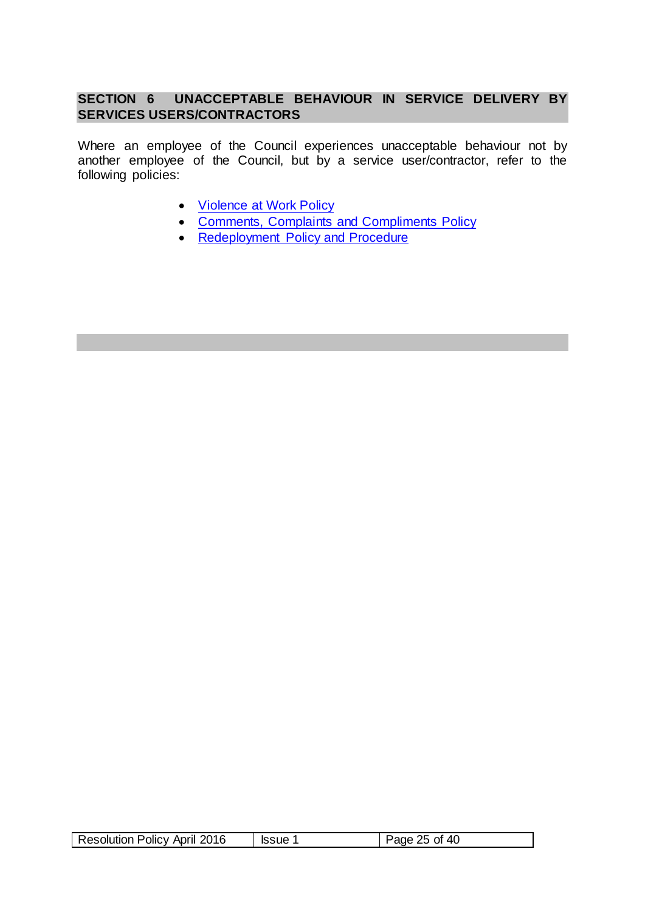## SECTION 6 UNACCEPTABLE BEHAVIOUR IN SERVICE DELIVERY BY SERVICES USERS/CONTRACTORS

Where an employee of the Council experiences unacceptable behaviour not by another employee of the Council, but by a service user/contractor, refer to the following policies:

- Violence at Work Policy
- Comments, Complaints and Compliments Policy
- Redeployment Policy and Procedure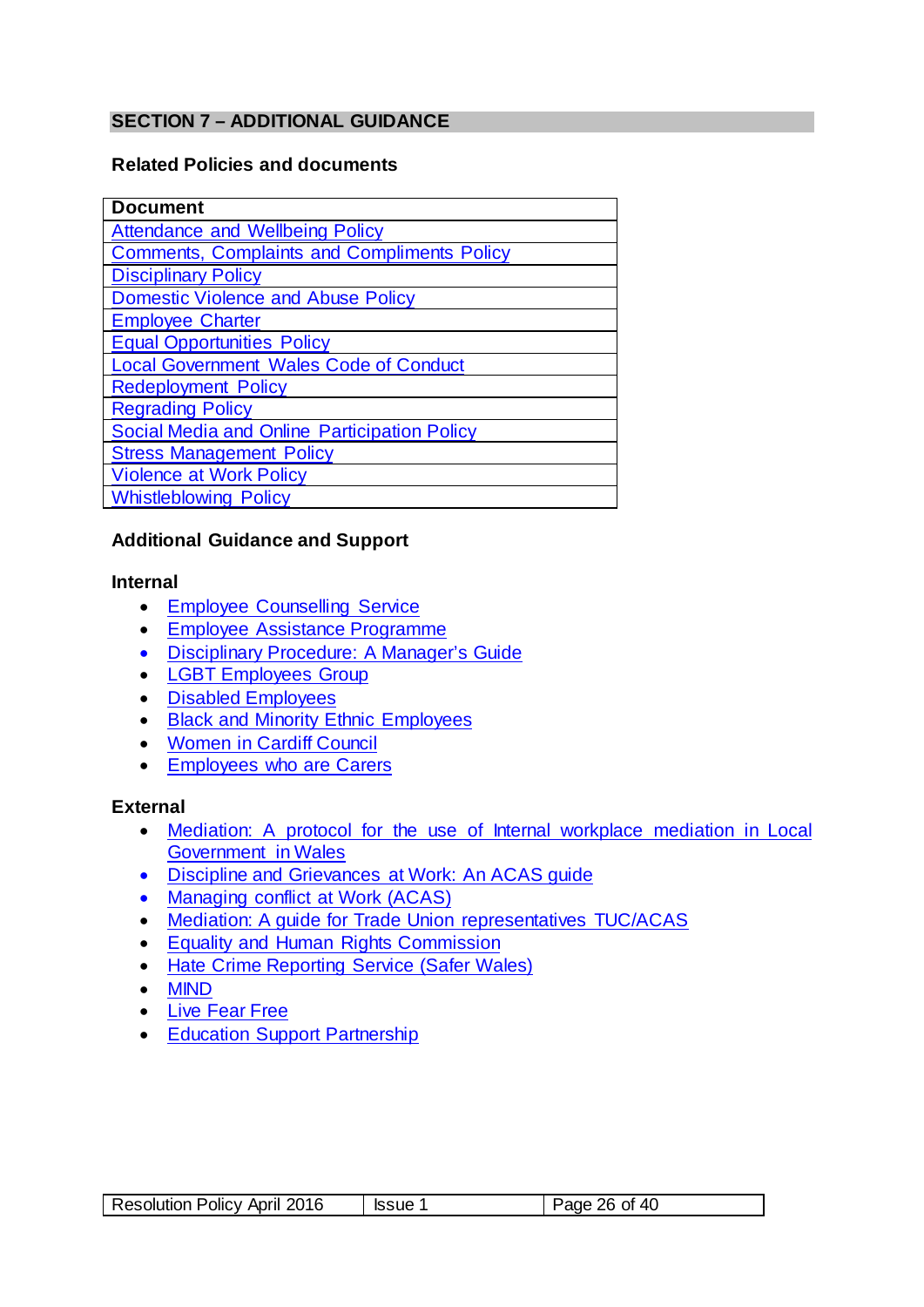## SECTION 7 – ADDITIONAL GUIDANCE

### Related Policies and documents

| Document |
|---|
| Attendance and Wellbeing Policy |
| Comments, Complaints and Compliments Policy |
| Disciplinary Policy |
| Domestic Violence and Abuse Policy |
| Employee Charter |
| Equal Opportunities Policy |
| Local Government Wales Code of Conduct |
| Redeployment Policy |
| Regrading Policy |
| Social Media and Online Participation Policy |
| Stress Management Policy |
| Violence at Work Policy |
| Whistleblowing Policy |

### Additional Guidance and Support

**Internal**

- Employee Counselling Service
- Employee Assistance Programme
- Disciplinary Procedure: A Manager's Guide
- LGBT Employees Group
- Disabled Employees
- Black and Minority Ethnic Employees
- Women in Cardiff Council
- Employees who are Carers

**External**

- Mediation: A protocol for the use of Internal workplace mediation in Local Government in Wales
- Discipline and Grievances at Work: An ACAS guide
- Managing conflict at Work (ACAS)
- Mediation: A guide for Trade Union representatives TUC/ACAS
- Equality and Human Rights Commission
- Hate Crime Reporting Service (Safer Wales)
- MIND
- Live Fear Free
- Education Support Partnership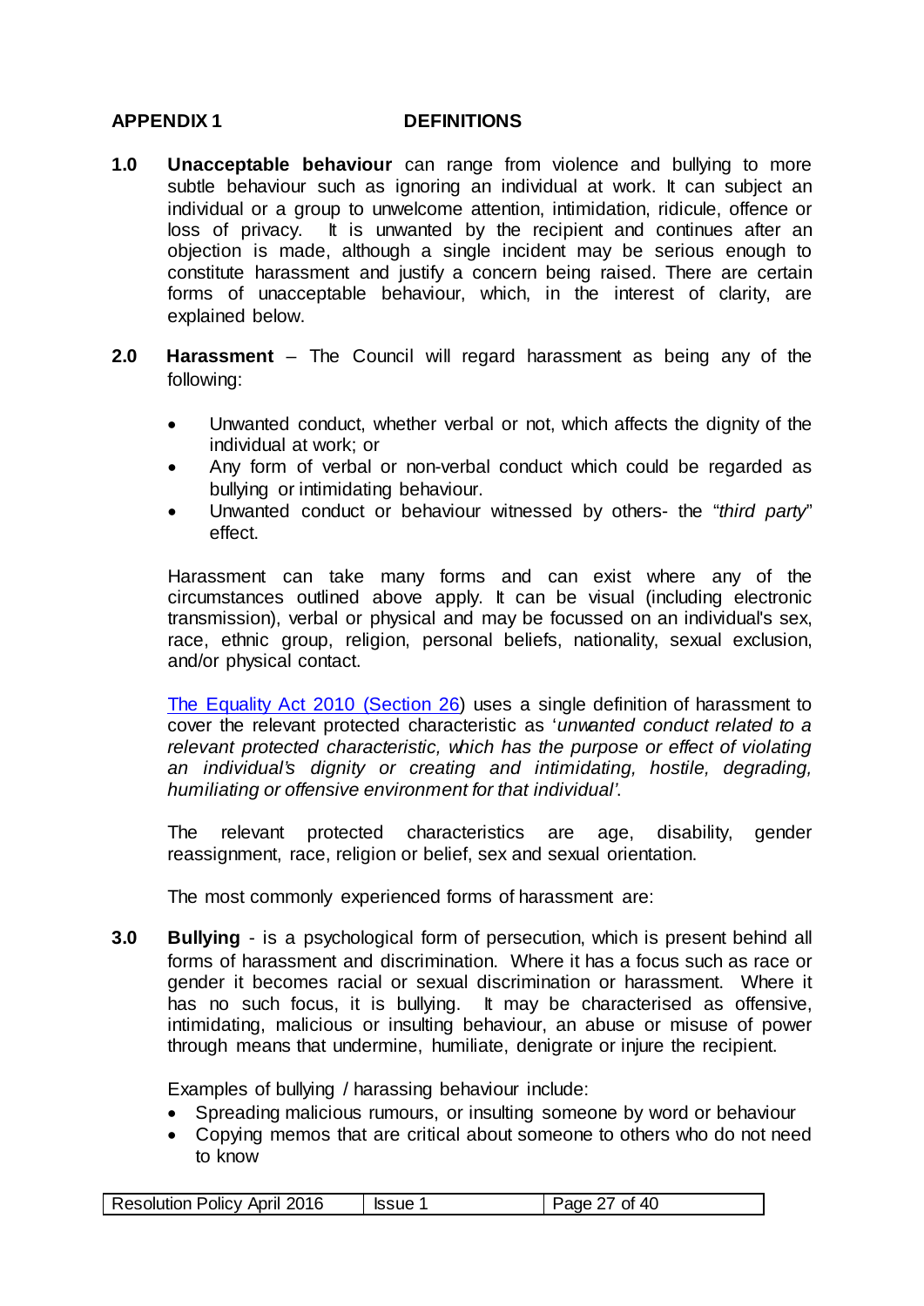**APPENDIX 1 DEFINITIONS**

**1.0** **Unacceptable behaviour** can range from violence and bullying to more subtle behaviour such as ignoring an individual at work. It can subject an individual or a group to unwelcome attention, intimidation, ridicule, offence or loss of privacy. It is unwanted by the recipient and continues after an objection is made, although a single incident may be serious enough to constitute harassment and justify a concern being raised. There are certain forms of unacceptable behaviour, which, in the interest of clarity, are explained below.

**2.0** **Harassment** – The Council will regard harassment as being any of the following:

- Unwanted conduct, whether verbal or not, which affects the dignity of the individual at work; or
- Any form of verbal or non-verbal conduct which could be regarded as bullying or intimidating behaviour.
- Unwanted conduct or behaviour witnessed by others- the "*third party*" effect.

Harassment can take many forms and can exist where any of the circumstances outlined above apply. It can be visual (including electronic transmission), verbal or physical and may be focussed on an individual's sex, race, ethnic group, religion, personal beliefs, nationality, sexual exclusion, and/or physical contact.

The Equality Act 2010 (Section 26) uses a single definition of harassment to cover the relevant protected characteristic as '*unwanted conduct related to a relevant protected characteristic, which has the purpose or effect of violating an individual's dignity or creating and intimidating, hostile, degrading, humiliating or offensive environment for that individual'.*

The relevant protected characteristics are age, disability, gender reassignment, race, religion or belief, sex and sexual orientation.

The most commonly experienced forms of harassment are:

**3.0** **Bullying** - is a psychological form of persecution, which is present behind all forms of harassment and discrimination. Where it has a focus such as race or gender it becomes racial or sexual discrimination or harassment. Where it has no such focus, it is bullying. It may be characterised as offensive, intimidating, malicious or insulting behaviour, an abuse or misuse of power through means that undermine, humiliate, denigrate or injure the recipient.

Examples of bullying / harassing behaviour include:

- Spreading malicious rumours, or insulting someone by word or behaviour
- Copying memos that are critical about someone to others who do not need to know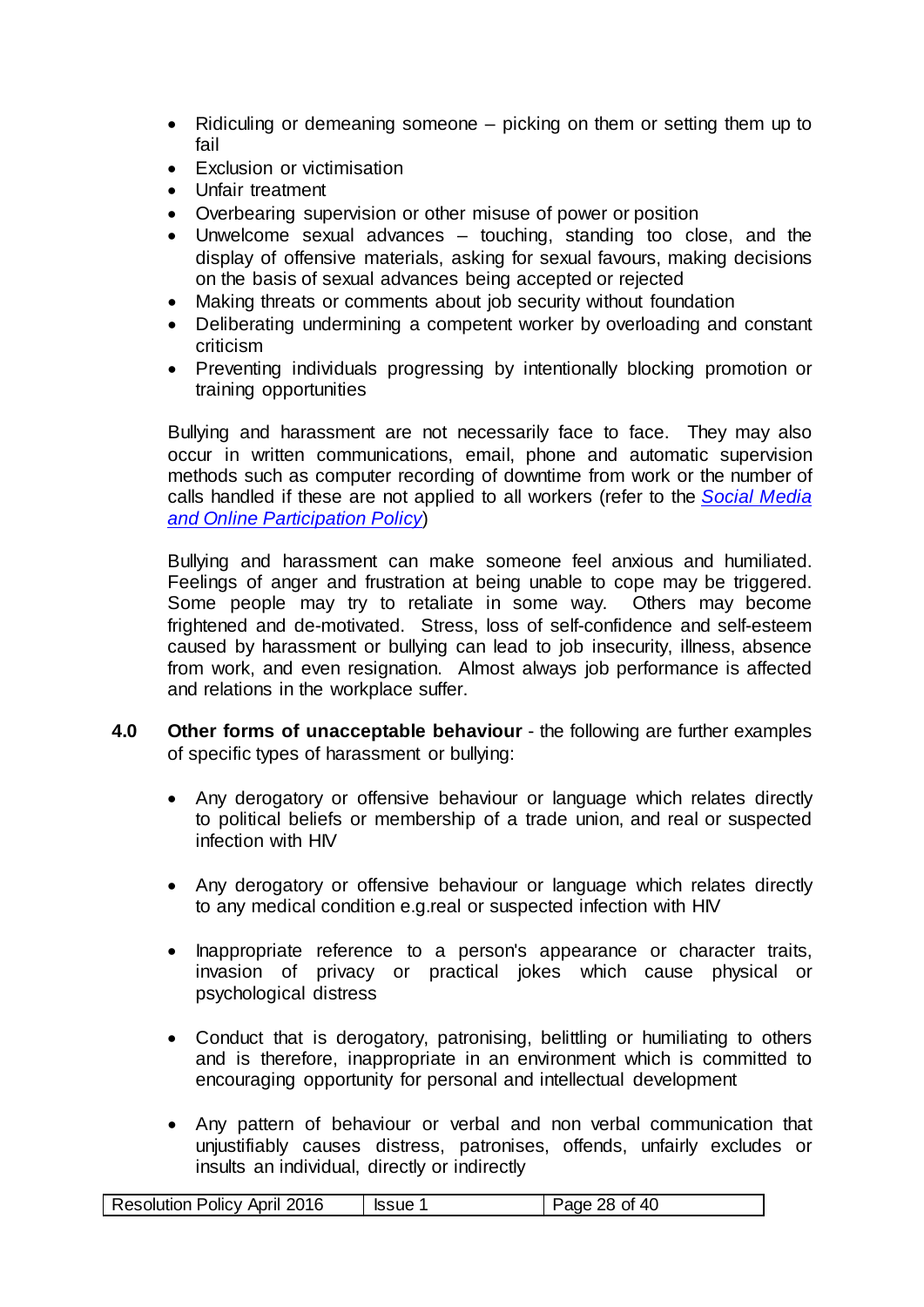- Ridiculing or demeaning someone – picking on them or setting them up to fail
- Exclusion or victimisation
- Unfair treatment
- Overbearing supervision or other misuse of power or position
- Unwelcome sexual advances – touching, standing too close, and the display of offensive materials, asking for sexual favours, making decisions on the basis of sexual advances being accepted or rejected
- Making threats or comments about job security without foundation
- Deliberating undermining a competent worker by overloading and constant criticism
- Preventing individuals progressing by intentionally blocking promotion or training opportunities

Bullying and harassment are not necessarily face to face. They may also occur in written communications, email, phone and automatic supervision methods such as computer recording of downtime from work or the number of calls handled if these are not applied to all workers (refer to the *[Social Media and Online Participation Policy](#)*)

Bullying and harassment can make someone feel anxious and humiliated. Feelings of anger and frustration at being unable to cope may be triggered. Some people may try to retaliate in some way. Others may become frightened and de-motivated. Stress, loss of self-confidence and self-esteem caused by harassment or bullying can lead to job insecurity, illness, absence from work, and even resignation. Almost always job performance is affected and relations in the workplace suffer.

**4.0 Other forms of unacceptable behaviour** - the following are further examples of specific types of harassment or bullying:

- Any derogatory or offensive behaviour or language which relates directly to political beliefs or membership of a trade union, and real or suspected infection with HIV

- Any derogatory or offensive behaviour or language which relates directly to any medical condition e.g.real or suspected infection with HIV

- Inappropriate reference to a person's appearance or character traits, invasion of privacy or practical jokes which cause physical or psychological distress

- Conduct that is derogatory, patronising, belittling or humiliating to others and is therefore, inappropriate in an environment which is committed to encouraging opportunity for personal and intellectual development

- Any pattern of behaviour or verbal and non verbal communication that unjustifiably causes distress, patronises, offends, unfairly excludes or insults an individual, directly or indirectly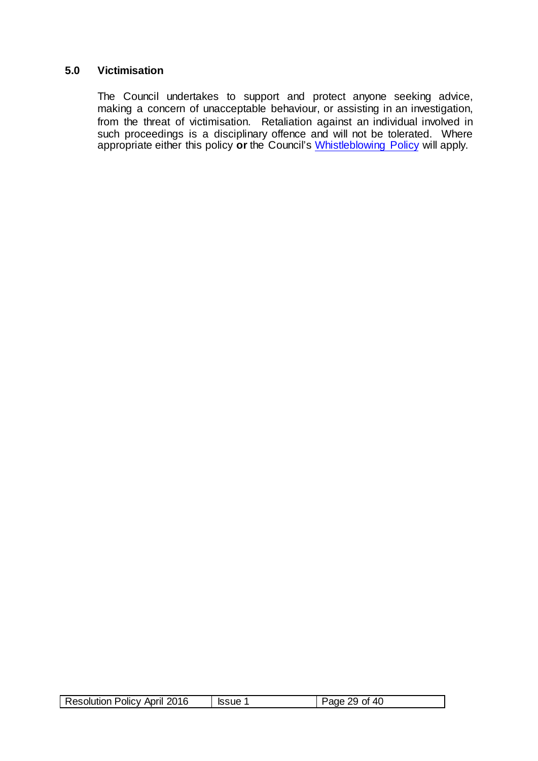## 5.0 Victimisation

The Council undertakes to support and protect anyone seeking advice, making a concern of unacceptable behaviour, or assisting in an investigation, from the threat of victimisation. Retaliation against an individual involved in such proceedings is a disciplinary offence and will not be tolerated. Where appropriate either this policy **or** the Council's Whistleblowing Policy will apply.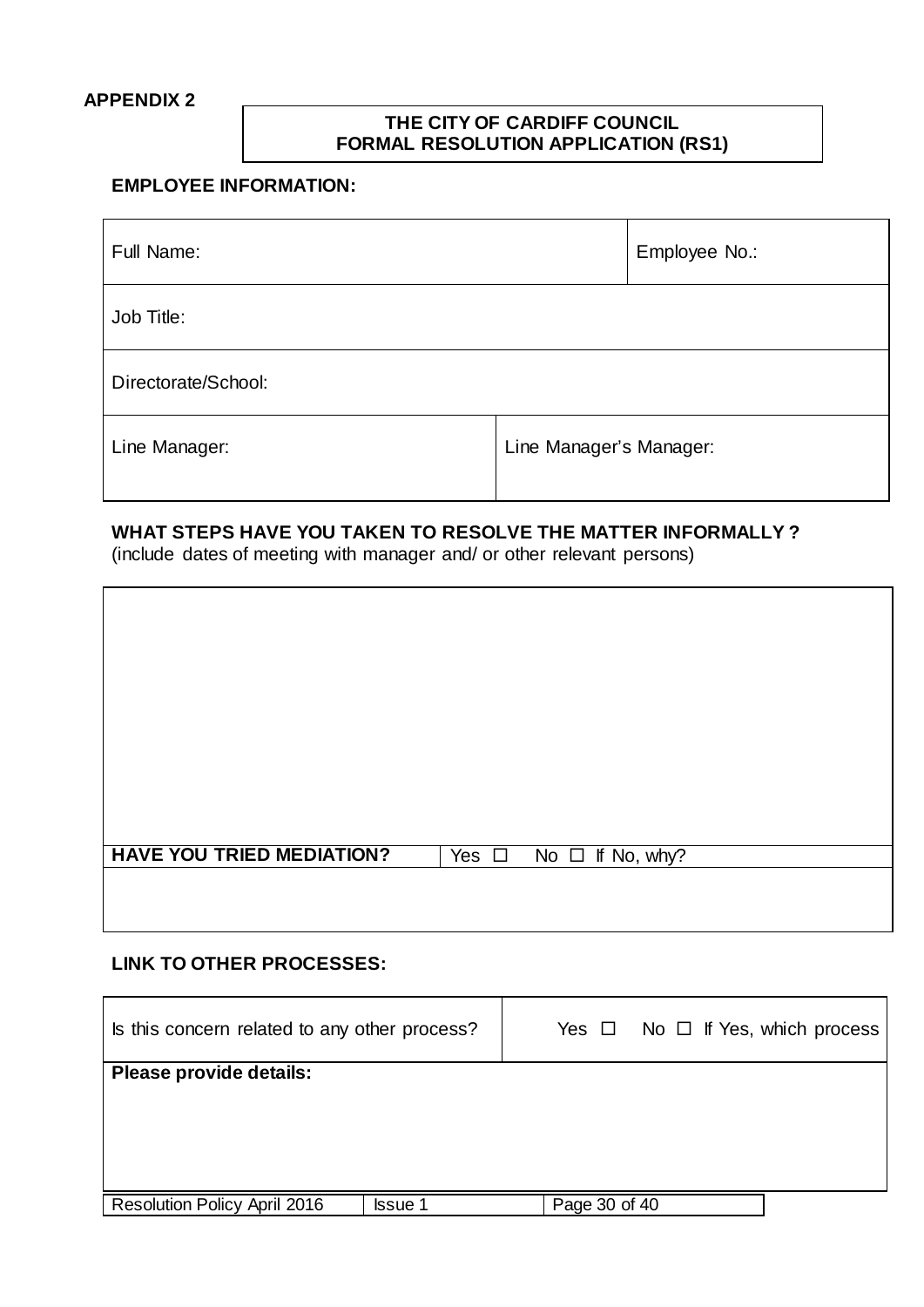**APPENDIX 2**

**THE CITY OF CARDIFF COUNCIL**
**FORMAL RESOLUTION APPLICATION (RS1)**

**EMPLOYEE INFORMATION:**

| Full Name: | | Employee No.: |
|---|---|---|
| Job Title: | | |
| Directorate/School: | | |
| Line Manager: | Line Manager's Manager: | |

**WHAT STEPS HAVE YOU TAKEN TO RESOLVE THE MATTER INFORMALLY ?**
(include dates of meeting with manager and/ or other relevant persons)

| | |
|---|---|
| | |
| **HAVE YOU TRIED MEDIATION?** | Yes ☐ No ☐ If No, why? |
| | |

**LINK TO OTHER PROCESSES:**

| Is this concern related to any other process? | Yes ☐ No ☐ If Yes, which process |
|---|---|
| **Please provide details:** | |

Resolution Policy April 2016 | Issue 1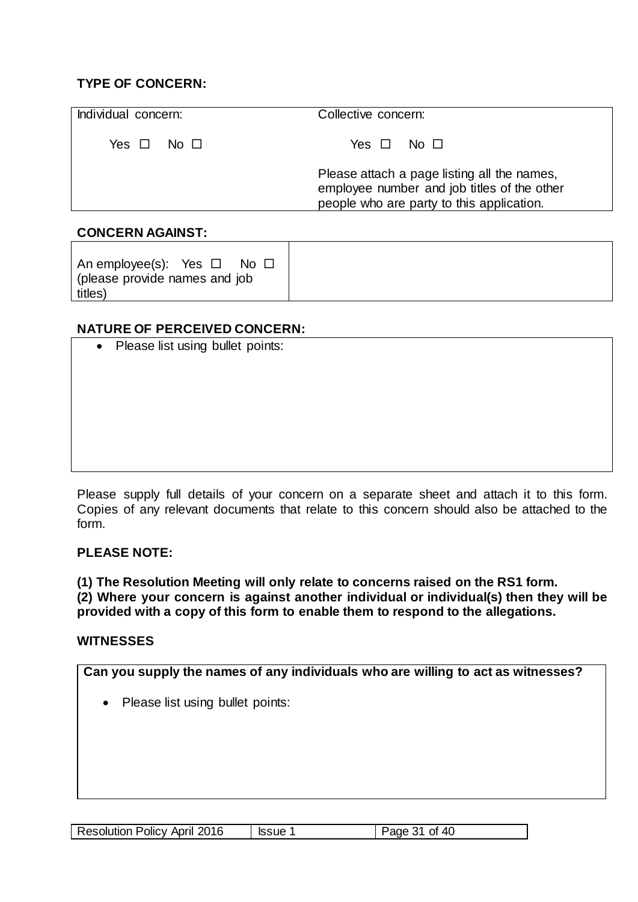**TYPE OF CONCERN:**

| Individual concern: | Collective concern: |
| --- | --- |
| Yes ☐ No ☐ | Yes ☐ No ☐ |
| | Please attach a page listing all the names, employee number and job titles of the other people who are party to this application. |

**CONCERN AGAINST:**

| An employee(s): Yes ☐ No ☐ (please provide names and job titles) | |
| --- | --- |

**NATURE OF PERCEIVED CONCERN:**

- Please list using bullet points:

Please supply full details of your concern on a separate sheet and attach it to this form. Copies of any relevant documents that relate to this concern should also be attached to the form.

**PLEASE NOTE:**

**(1) The Resolution Meeting will only relate to concerns raised on the RS1 form.**
**(2) Where your concern is against another individual or individual(s) then they will be provided with a copy of this form to enable them to respond to the allegations.**

**WITNESSES**

**Can you supply the names of any individuals who are willing to act as witnesses?**

- Please list using bullet points: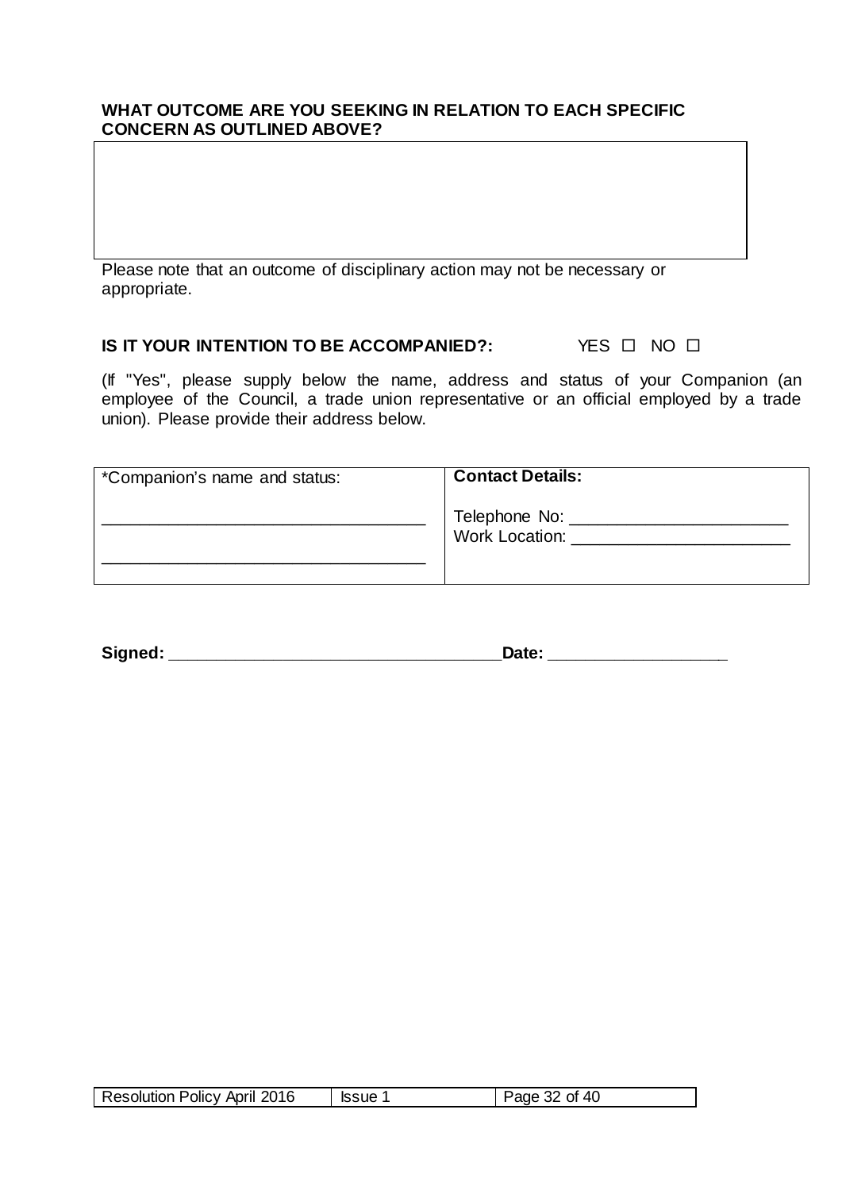**WHAT OUTCOME ARE YOU SEEKING IN RELATION TO EACH SPECIFIC CONCERN AS OUTLINED ABOVE?**

| |
|---|
| |

Please note that an outcome of disciplinary action may not be necessary or appropriate.

**IS IT YOUR INTENTION TO BE ACCOMPANIED?:** YES ☐ NO ☐

(If "Yes", please supply below the name, address and status of your Companion (an employee of the Council, a trade union representative or an official employed by a trade union). Please provide their address below.

| *Companion's name and status: | **Contact Details:** |
|---|---|
| ___________________________________<br>___________________________________ | Telephone No: ________________________<br>Work Location: ________________________ |

**Signed: ____________________________________Date: ___________________**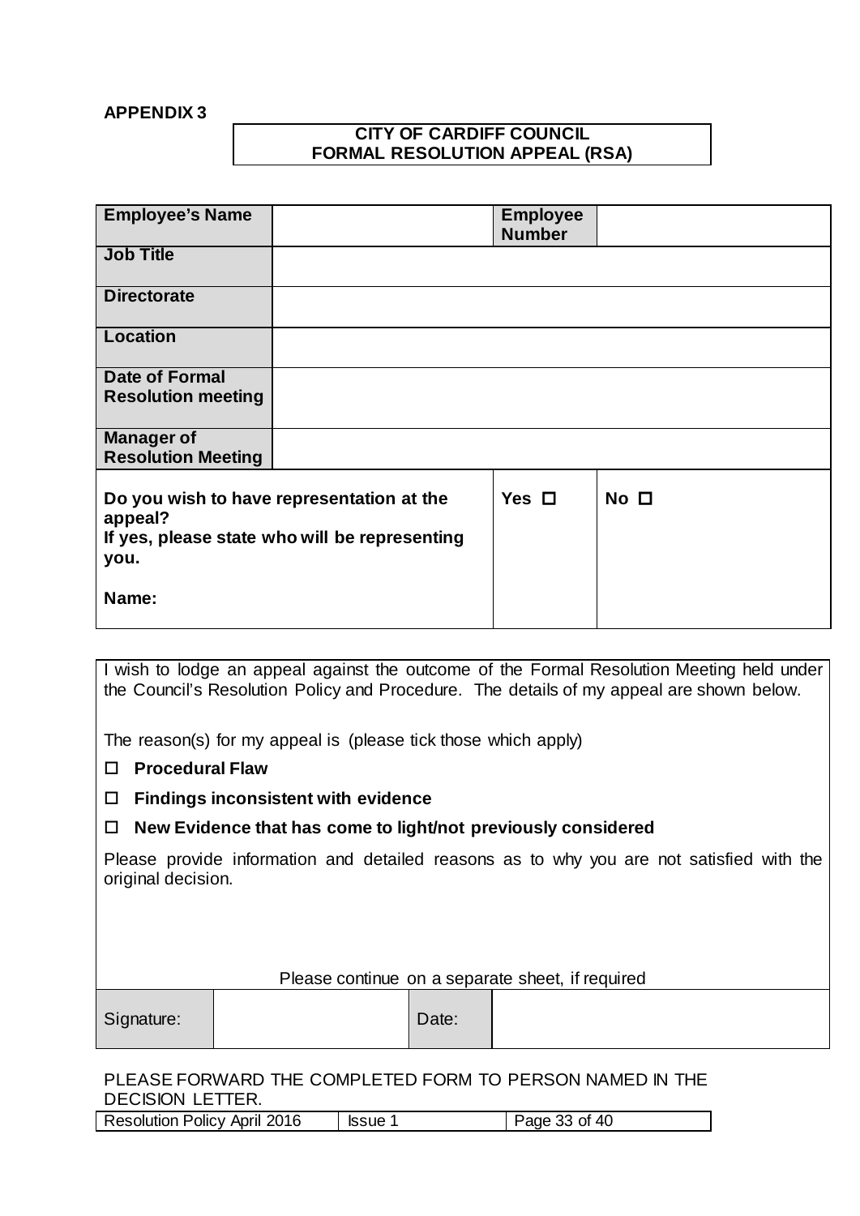**APPENDIX 3**

**CITY OF CARDIFF COUNCIL**
**FORMAL RESOLUTION APPEAL (RSA)**

| **Employee's Name** | | **Employee Number** | |
|---|---|---|---|
| **Job Title** | | | |
| **Directorate** | | | |
| **Location** | | | |
| **Date of Formal Resolution meeting** | | | |
| **Manager of Resolution Meeting** | | | |
| **Do you wish to have representation at the appeal?** **If yes, please state who will be representing you.** **Name:** | | **Yes ☐** | **No ☐** |

I wish to lodge an appeal against the outcome of the Formal Resolution Meeting held under the Council's Resolution Policy and Procedure. The details of my appeal are shown below.

The reason(s) for my appeal is (please tick those which apply)

☐ **Procedural Flaw**

☐ **Findings inconsistent with evidence**

☐ **New Evidence that has come to light/not previously considered**

Please provide information and detailed reasons as to why you are not satisfied with the original decision.

Please continue on a separate sheet, if required

| Signature: | | Date: | |
|---|---|---|---|

PLEASE FORWARD THE COMPLETED FORM TO PERSON NAMED IN THE DECISION LETTER.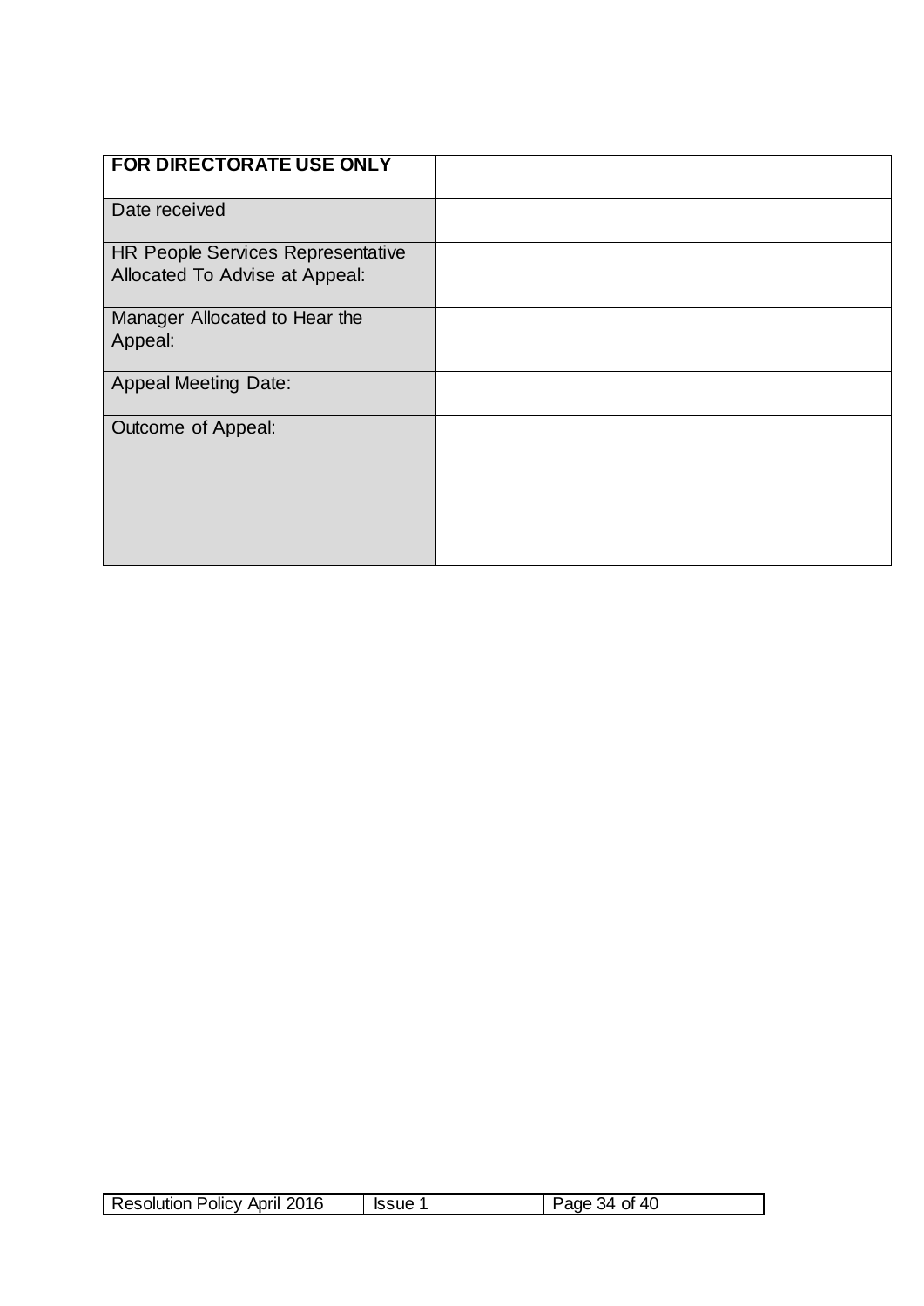| FOR DIRECTORATE USE ONLY | |
|---|---|
| Date received | |
| HR People Services Representative Allocated To Advise at Appeal: | |
| Manager Allocated to Hear the Appeal: | |
| Appeal Meeting Date: | |
| Outcome of Appeal: | |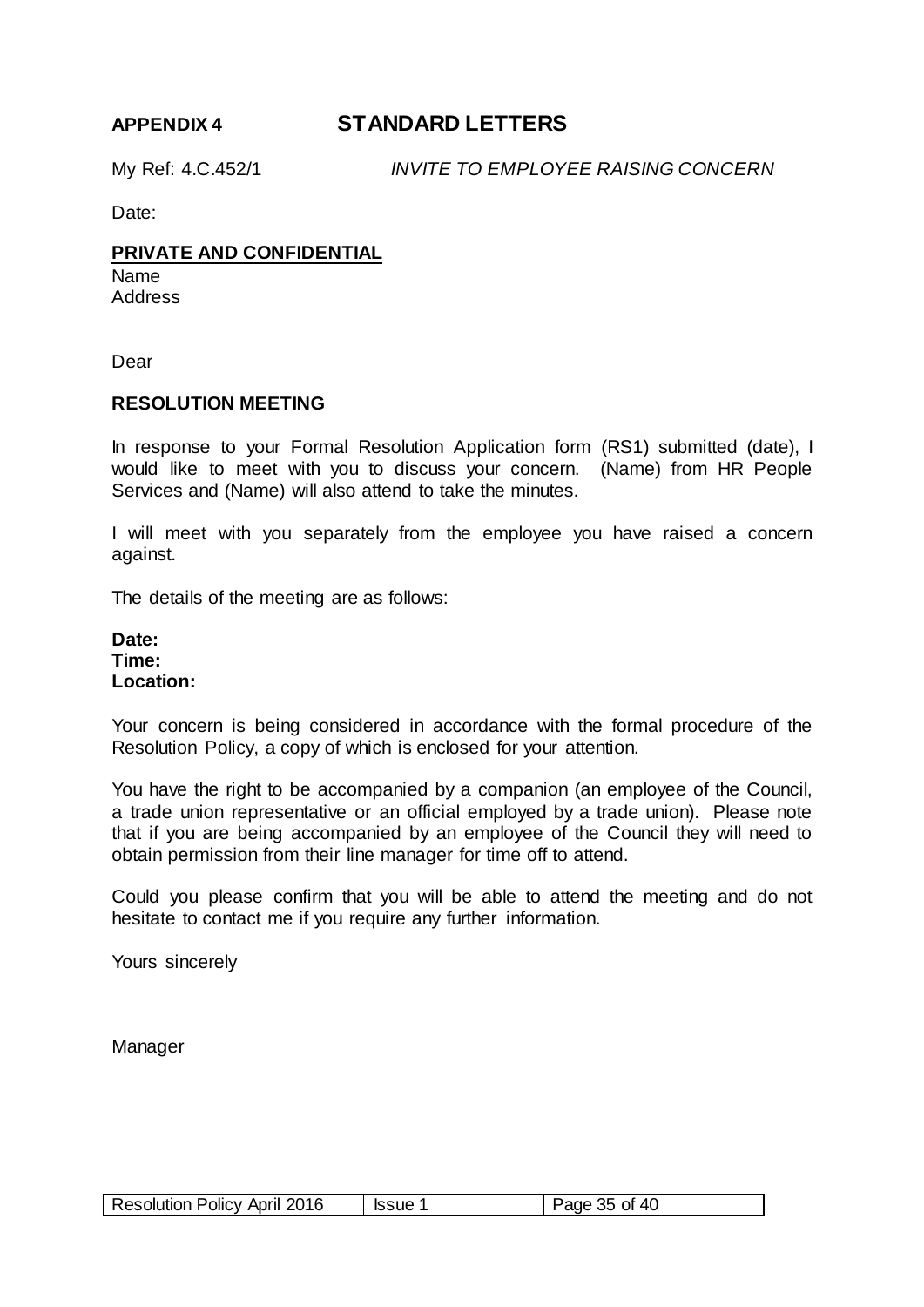## APPENDIX 4 STANDARD LETTERS

My Ref: 4.C.452/1 *INVITE TO EMPLOYEE RAISING CONCERN*

Date:

**PRIVATE AND CONFIDENTIAL**
Name
Address

Dear

**RESOLUTION MEETING**

In response to your Formal Resolution Application form (RS1) submitted (date), I would like to meet with you to discuss your concern. (Name) from HR People Services and (Name) will also attend to take the minutes.

I will meet with you separately from the employee you have raised a concern against.

The details of the meeting are as follows:

**Date:**
**Time:**
**Location:**

Your concern is being considered in accordance with the formal procedure of the Resolution Policy, a copy of which is enclosed for your attention.

You have the right to be accompanied by a companion (an employee of the Council, a trade union representative or an official employed by a trade union). Please note that if you are being accompanied by an employee of the Council they will need to obtain permission from their line manager for time off to attend.

Could you please confirm that you will be able to attend the meeting and do not hesitate to contact me if you require any further information.

Yours sincerely

Manager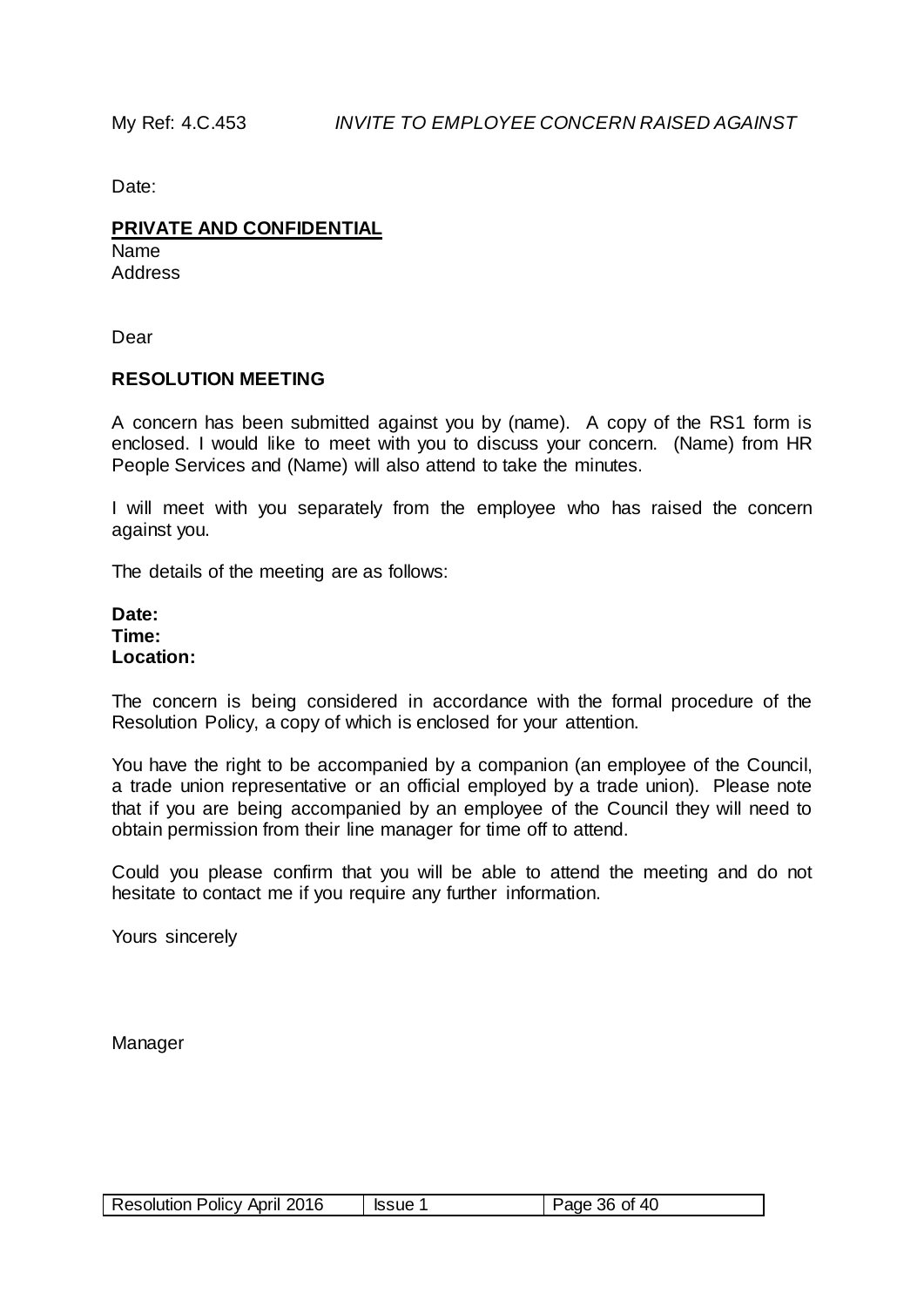My Ref: 4.C.453 *INVITE TO EMPLOYEE CONCERN RAISED AGAINST*

Date:

**PRIVATE AND CONFIDENTIAL**
Name
Address

Dear

**RESOLUTION MEETING**

A concern has been submitted against you by (name). A copy of the RS1 form is enclosed. I would like to meet with you to discuss your concern. (Name) from HR People Services and (Name) will also attend to take the minutes.

I will meet with you separately from the employee who has raised the concern against you.

The details of the meeting are as follows:

**Date:**
**Time:**
**Location:**

The concern is being considered in accordance with the formal procedure of the Resolution Policy, a copy of which is enclosed for your attention.

You have the right to be accompanied by a companion (an employee of the Council, a trade union representative or an official employed by a trade union). Please note that if you are being accompanied by an employee of the Council they will need to obtain permission from their line manager for time off to attend.

Could you please confirm that you will be able to attend the meeting and do not hesitate to contact me if you require any further information.

Yours sincerely

Manager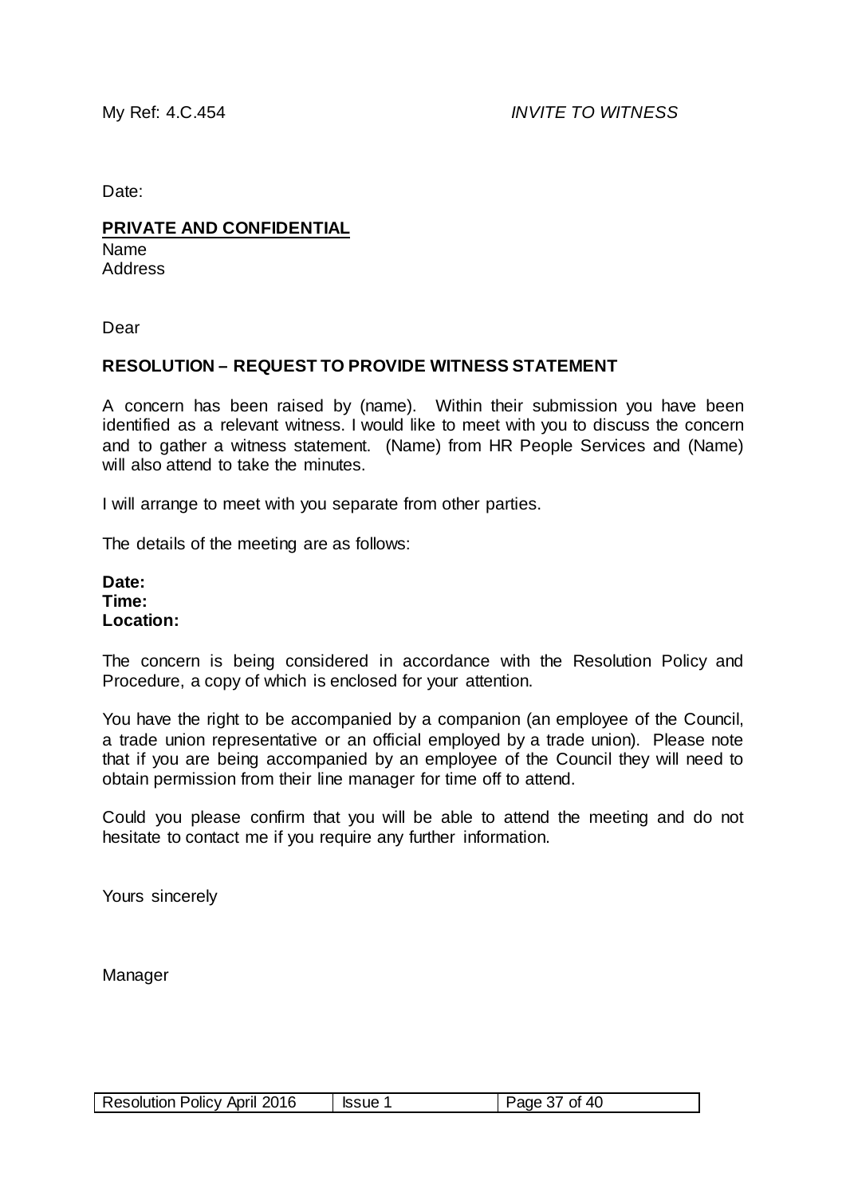My Ref: 4.C.454 *INVITE TO WITNESS*

Date:

**PRIVATE AND CONFIDENTIAL**
Name
Address

Dear

**RESOLUTION – REQUEST TO PROVIDE WITNESS STATEMENT**

A concern has been raised by (name). Within their submission you have been identified as a relevant witness. I would like to meet with you to discuss the concern and to gather a witness statement. (Name) from HR People Services and (Name) will also attend to take the minutes.

I will arrange to meet with you separate from other parties.

The details of the meeting are as follows:

**Date:**
**Time:**
**Location:**

The concern is being considered in accordance with the Resolution Policy and Procedure, a copy of which is enclosed for your attention.

You have the right to be accompanied by a companion (an employee of the Council, a trade union representative or an official employed by a trade union). Please note that if you are being accompanied by an employee of the Council they will need to obtain permission from their line manager for time off to attend.

Could you please confirm that you will be able to attend the meeting and do not hesitate to contact me if you require any further information.

Yours sincerely

Manager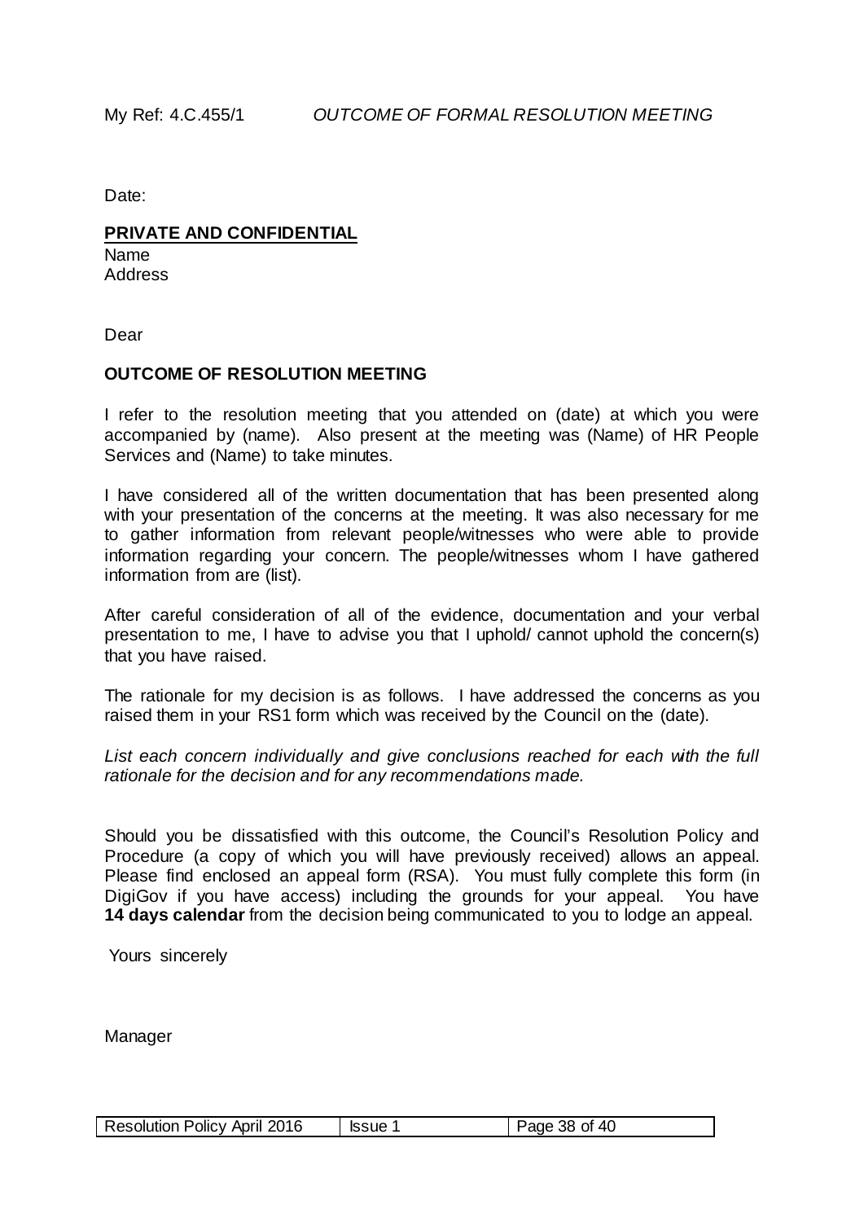My Ref: 4.C.455/1 *OUTCOME OF FORMAL RESOLUTION MEETING*

Date:

**PRIVATE AND CONFIDENTIAL**
Name
Address

Dear

**OUTCOME OF RESOLUTION MEETING**

I refer to the resolution meeting that you attended on (date) at which you were accompanied by (name). Also present at the meeting was (Name) of HR People Services and (Name) to take minutes.

I have considered all of the written documentation that has been presented along with your presentation of the concerns at the meeting. It was also necessary for me to gather information from relevant people/witnesses who were able to provide information regarding your concern. The people/witnesses whom I have gathered information from are (list).

After careful consideration of all of the evidence, documentation and your verbal presentation to me, I have to advise you that I uphold/ cannot uphold the concern(s) that you have raised.

The rationale for my decision is as follows. I have addressed the concerns as you raised them in your RS1 form which was received by the Council on the (date).

*List each concern individually and give conclusions reached for each with the full rationale for the decision and for any recommendations made.*

Should you be dissatisfied with this outcome, the Council's Resolution Policy and Procedure (a copy of which you will have previously received) allows an appeal. Please find enclosed an appeal form (RSA). You must fully complete this form (in DigiGov if you have access) including the grounds for your appeal. You have **14 days calendar** from the decision being communicated to you to lodge an appeal.

Yours sincerely

Manager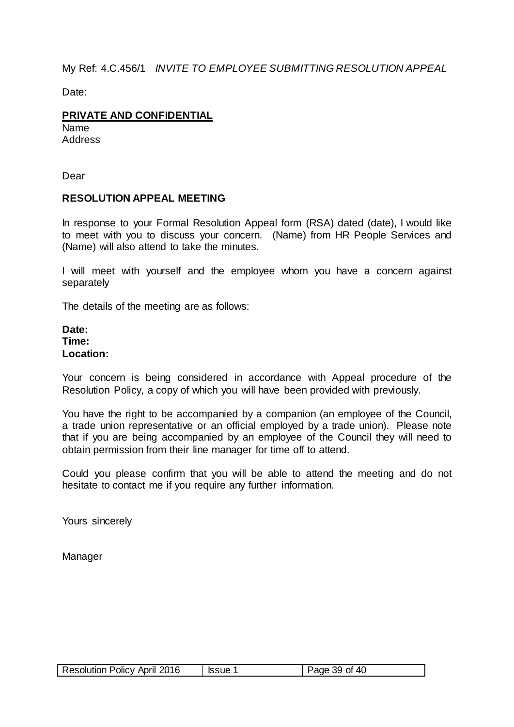My Ref: 4.C.456/1 *INVITE TO EMPLOYEE SUBMITTING RESOLUTION APPEAL*

Date:

**PRIVATE AND CONFIDENTIAL**
Name
Address

Dear

**RESOLUTION APPEAL MEETING**

In response to your Formal Resolution Appeal form (RSA) dated (date), I would like to meet with you to discuss your concern. (Name) from HR People Services and (Name) will also attend to take the minutes.

I will meet with yourself and the employee whom you have a concern against separately

The details of the meeting are as follows:

**Date:**
**Time:**
**Location:**

Your concern is being considered in accordance with Appeal procedure of the Resolution Policy, a copy of which you will have been provided with previously.

You have the right to be accompanied by a companion (an employee of the Council, a trade union representative or an official employed by a trade union). Please note that if you are being accompanied by an employee of the Council they will need to obtain permission from their line manager for time off to attend.

Could you please confirm that you will be able to attend the meeting and do not hesitate to contact me if you require any further information.

Yours sincerely

Manager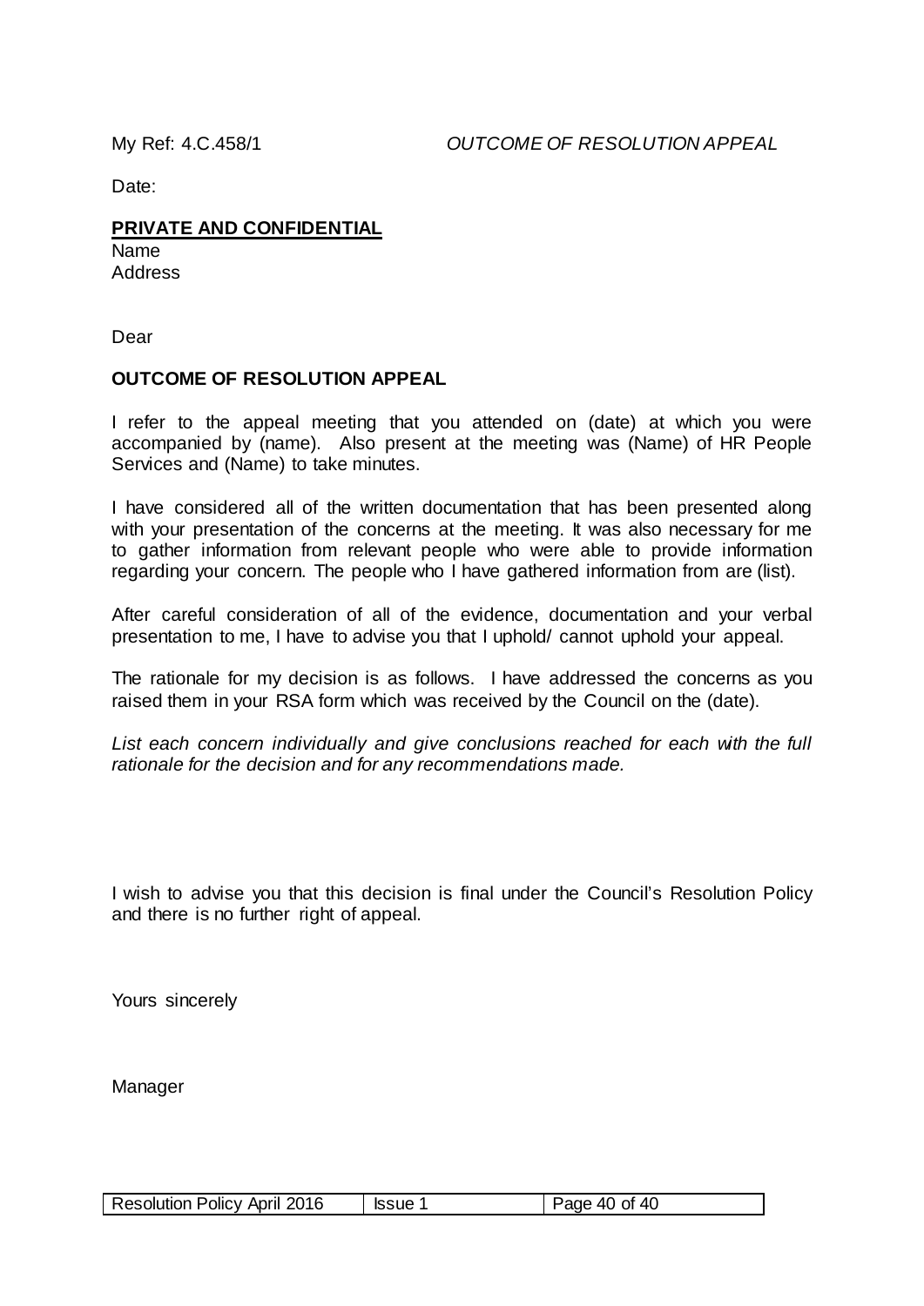My Ref: 4.C.458/1 *OUTCOME OF RESOLUTION APPEAL*

Date:

**PRIVATE AND CONFIDENTIAL**
Name
Address

Dear

**OUTCOME OF RESOLUTION APPEAL**

I refer to the appeal meeting that you attended on (date) at which you were accompanied by (name). Also present at the meeting was (Name) of HR People Services and (Name) to take minutes.

I have considered all of the written documentation that has been presented along with your presentation of the concerns at the meeting. It was also necessary for me to gather information from relevant people who were able to provide information regarding your concern. The people who I have gathered information from are (list).

After careful consideration of all of the evidence, documentation and your verbal presentation to me, I have to advise you that I uphold/ cannot uphold your appeal.

The rationale for my decision is as follows. I have addressed the concerns as you raised them in your RSA form which was received by the Council on the (date).

*List each concern individually and give conclusions reached for each with the full rationale for the decision and for any recommendations made.*

I wish to advise you that this decision is final under the Council's Resolution Policy and there is no further right of appeal.

Yours sincerely

Manager